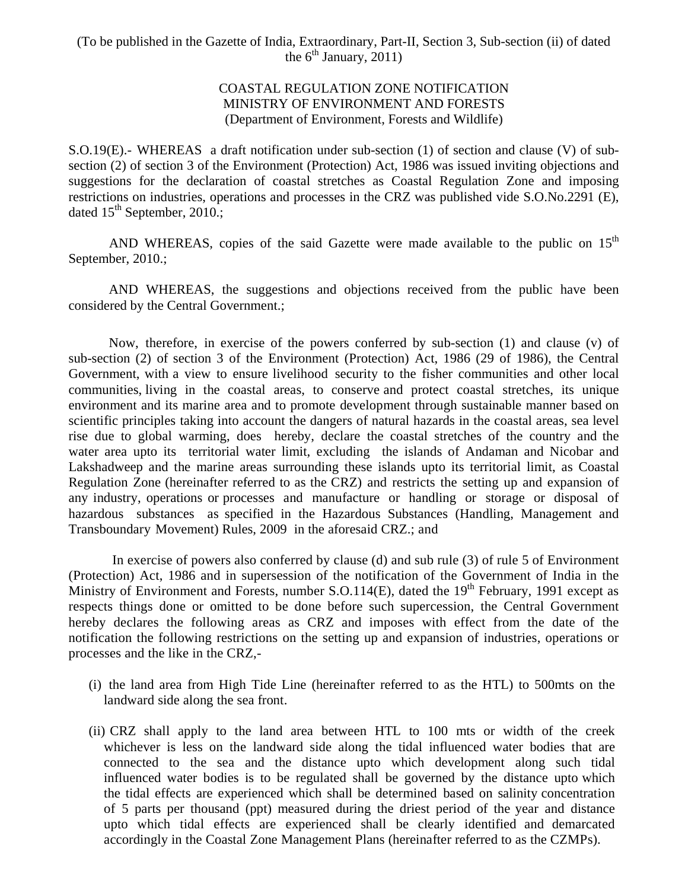(To be published in the Gazette of India, Extraordinary, Part-II, Section 3, Sub-section (ii) of dated the 6th January, 2011)

COASTAL REGULATION ZONE NOTIFICATION
MINISTRY OF ENVIRONMENT AND FORESTS
(Department of Environment, Forests and Wildlife)

S.O.19(E).- WHEREAS a draft notification under sub-section (1) of section and clause (V) of sub-section (2) of section 3 of the Environment (Protection) Act, 1986 was issued inviting objections and suggestions for the declaration of coastal stretches as Coastal Regulation Zone and imposing restrictions on industries, operations and processes in the CRZ was published vide S.O.No.2291 (E), dated 15th September, 2010.;

AND WHEREAS, copies of the said Gazette were made available to the public on 15th September, 2010.;

AND WHEREAS, the suggestions and objections received from the public have been considered by the Central Government.;

Now, therefore, in exercise of the powers conferred by sub-section (1) and clause (v) of sub-section (2) of section 3 of the Environment (Protection) Act, 1986 (29 of 1986), the Central Government, with a view to ensure livelihood security to the fisher communities and other local communities, living in the coastal areas, to conserve and protect coastal stretches, its unique environment and its marine area and to promote development through sustainable manner based on scientific principles taking into account the dangers of natural hazards in the coastal areas, sea level rise due to global warming, does hereby, declare the coastal stretches of the country and the water area upto its territorial water limit, excluding the islands of Andaman and Nicobar and Lakshadweep and the marine areas surrounding these islands upto its territorial limit, as Coastal Regulation Zone (hereinafter referred to as the CRZ) and restricts the setting up and expansion of any industry, operations or processes and manufacture or handling or storage or disposal of hazardous substances as specified in the Hazardous Substances (Handling, Management and Transboundary Movement) Rules, 2009 in the aforesaid CRZ.; and

In exercise of powers also conferred by clause (d) and sub rule (3) of rule 5 of Environment (Protection) Act, 1986 and in supersession of the notification of the Government of India in the Ministry of Environment and Forests, number S.O.114(E), dated the 19th February, 1991 except as respects things done or omitted to be done before such supercession, the Central Government hereby declares the following areas as CRZ and imposes with effect from the date of the notification the following restrictions on the setting up and expansion of industries, operations or processes and the like in the CRZ,-

(i) the land area from High Tide Line (hereinafter referred to as the HTL) to 500mts on the landward side along the sea front.

(ii) CRZ shall apply to the land area between HTL to 100 mts or width of the creek whichever is less on the landward side along the tidal influenced water bodies that are connected to the sea and the distance upto which development along such tidal influenced water bodies is to be regulated shall be governed by the distance upto which the tidal effects are experienced which shall be determined based on salinity concentration of 5 parts per thousand (ppt) measured during the driest period of the year and distance upto which tidal effects are experienced shall be clearly identified and demarcated accordingly in the Coastal Zone Management Plans (hereinafter referred to as the CZMPs).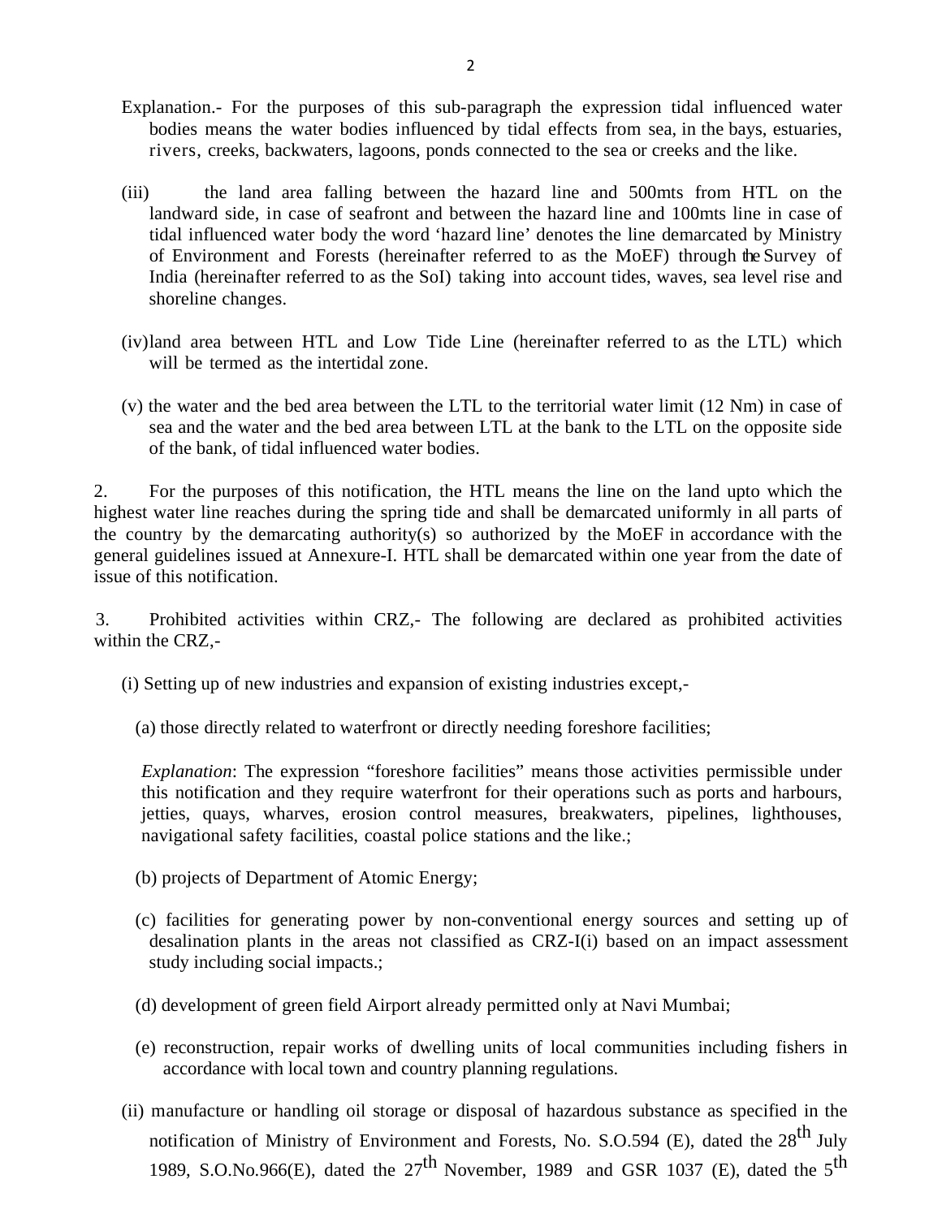Explanation.- For the purposes of this sub-paragraph the expression tidal influenced water bodies means the water bodies influenced by tidal effects from sea, in the bays, estuaries, rivers, creeks, backwaters, lagoons, ponds connected to the sea or creeks and the like.

(iii) the land area falling between the hazard line and 500mts from HTL on the landward side, in case of seafront and between the hazard line and 100mts line in case of tidal influenced water body the word 'hazard line' denotes the line demarcated by Ministry of Environment and Forests (hereinafter referred to as the MoEF) through the Survey of India (hereinafter referred to as the SoI) taking into account tides, waves, sea level rise and shoreline changes.

(iv) land area between HTL and Low Tide Line (hereinafter referred to as the LTL) which will be termed as the intertidal zone.

(v) the water and the bed area between the LTL to the territorial water limit (12 Nm) in case of sea and the water and the bed area between LTL at the bank to the LTL on the opposite side of the bank, of tidal influenced water bodies.

2. For the purposes of this notification, the HTL means the line on the land upto which the highest water line reaches during the spring tide and shall be demarcated uniformly in all parts of the country by the demarcating authority(s) so authorized by the MoEF in accordance with the general guidelines issued at Annexure-I. HTL shall be demarcated within one year from the date of issue of this notification.

3. Prohibited activities within CRZ,- The following are declared as prohibited activities within the CRZ,-

(i) Setting up of new industries and expansion of existing industries except,-

(a) those directly related to waterfront or directly needing foreshore facilities;

*Explanation*: The expression "foreshore facilities" means those activities permissible under this notification and they require waterfront for their operations such as ports and harbours, jetties, quays, wharves, erosion control measures, breakwaters, pipelines, lighthouses, navigational safety facilities, coastal police stations and the like.;

(b) projects of Department of Atomic Energy;

(c) facilities for generating power by non-conventional energy sources and setting up of desalination plants in the areas not classified as CRZ-I(i) based on an impact assessment study including social impacts.;

(d) development of green field Airport already permitted only at Navi Mumbai;

(e) reconstruction, repair works of dwelling units of local communities including fishers in accordance with local town and country planning regulations.

(ii) manufacture or handling oil storage or disposal of hazardous substance as specified in the notification of Ministry of Environment and Forests, No. S.O.594 (E), dated the 28th July 1989, S.O.No.966(E), dated the 27th November, 1989 and GSR 1037 (E), dated the 5th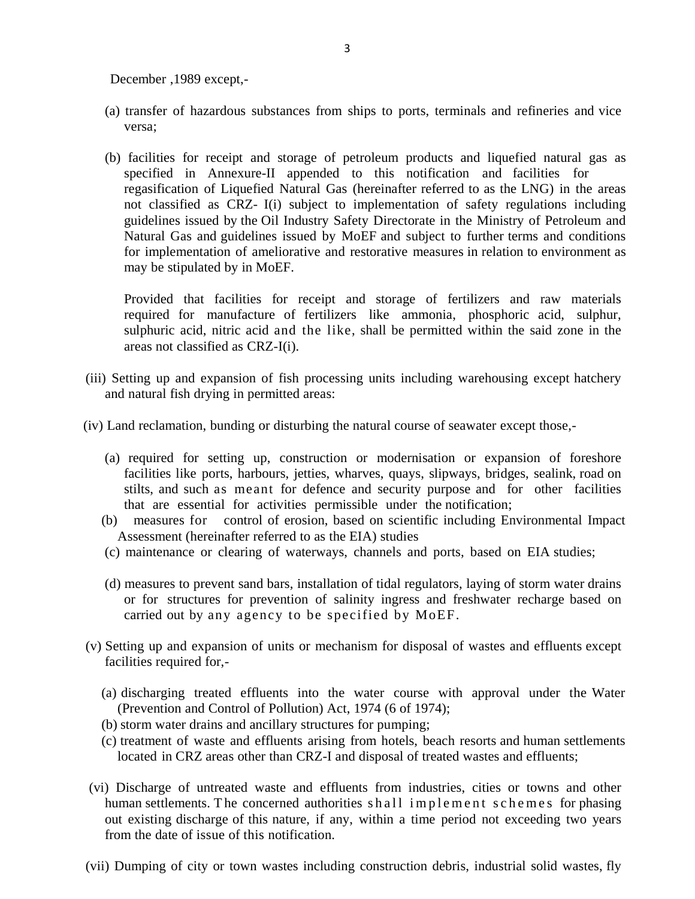December ,1989 except,-

(a) transfer of hazardous substances from ships to ports, terminals and refineries and vice versa;

(b) facilities for receipt and storage of petroleum products and liquefied natural gas as specified in Annexure-II appended to this notification and facilities for regasification of Liquefied Natural Gas (hereinafter referred to as the LNG) in the areas not classified as CRZ- I(i) subject to implementation of safety regulations including guidelines issued by the Oil Industry Safety Directorate in the Ministry of Petroleum and Natural Gas and guidelines issued by MoEF and subject to further terms and conditions for implementation of ameliorative and restorative measures in relation to environment as may be stipulated by in MoEF.

Provided that facilities for receipt and storage of fertilizers and raw materials required for manufacture of fertilizers like ammonia, phosphoric acid, sulphur, sulphuric acid, nitric acid and the like, shall be permitted within the said zone in the areas not classified as CRZ-I(i).

(iii) Setting up and expansion of fish processing units including warehousing except hatchery and natural fish drying in permitted areas:

(iv) Land reclamation, bunding or disturbing the natural course of seawater except those,-

(a) required for setting up, construction or modernisation or expansion of foreshore facilities like ports, harbours, jetties, wharves, quays, slipways, bridges, sealink, road on stilts, and such as meant for defence and security purpose and for other facilities that are essential for activities permissible under the notification;

(b) measures for control of erosion, based on scientific including Environmental Impact Assessment (hereinafter referred to as the EIA) studies

(c) maintenance or clearing of waterways, channels and ports, based on EIA studies;

(d) measures to prevent sand bars, installation of tidal regulators, laying of storm water drains or for structures for prevention of salinity ingress and freshwater recharge based on carried out by any agency to be specified by MoEF.

(v) Setting up and expansion of units or mechanism for disposal of wastes and effluents except facilities required for,-

(a) discharging treated effluents into the water course with approval under the Water (Prevention and Control of Pollution) Act, 1974 (6 of 1974);

(b) storm water drains and ancillary structures for pumping;

(c) treatment of waste and effluents arising from hotels, beach resorts and human settlements located in CRZ areas other than CRZ-I and disposal of treated wastes and effluents;

(vi) Discharge of untreated waste and effluents from industries, cities or towns and other human settlements. The concerned authorities shall implement schemes for phasing out existing discharge of this nature, if any, within a time period not exceeding two years from the date of issue of this notification.

(vii) Dumping of city or town wastes including construction debris, industrial solid wastes, fly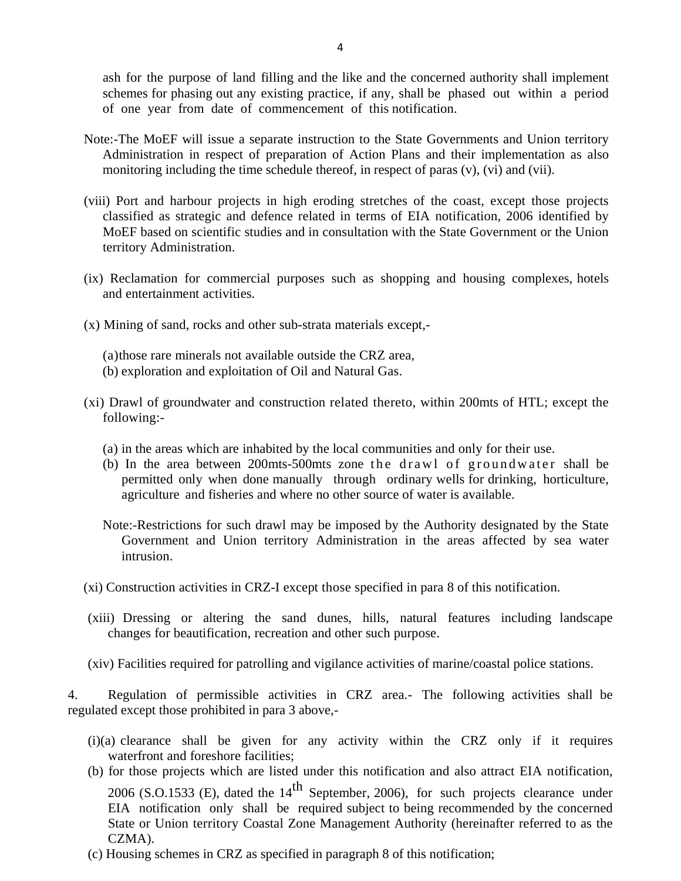ash for the purpose of land filling and the like and the concerned authority shall implement schemes for phasing out any existing practice, if any, shall be phased out within a period of one year from date of commencement of this notification.

Note:-The MoEF will issue a separate instruction to the State Governments and Union territory Administration in respect of preparation of Action Plans and their implementation as also monitoring including the time schedule thereof, in respect of paras (v), (vi) and (vii).

(viii) Port and harbour projects in high eroding stretches of the coast, except those projects classified as strategic and defence related in terms of EIA notification, 2006 identified by MoEF based on scientific studies and in consultation with the State Government or the Union territory Administration.

(ix) Reclamation for commercial purposes such as shopping and housing complexes, hotels and entertainment activities.

(x) Mining of sand, rocks and other sub-strata materials except,-

(a)those rare minerals not available outside the CRZ area,
(b) exploration and exploitation of Oil and Natural Gas.

(xi) Drawl of groundwater and construction related thereto, within 200mts of HTL; except the following:-

(a) in the areas which are inhabited by the local communities and only for their use.
(b) In the area between 200mts-500mts zone the drawl of groundwater shall be permitted only when done manually through ordinary wells for drinking, horticulture, agriculture and fisheries and where no other source of water is available.

Note:-Restrictions for such drawl may be imposed by the Authority designated by the State Government and Union territory Administration in the areas affected by sea water intrusion.

(xi) Construction activities in CRZ-I except those specified in para 8 of this notification.

(xiii) Dressing or altering the sand dunes, hills, natural features including landscape changes for beautification, recreation and other such purpose.

(xiv) Facilities required for patrolling and vigilance activities of marine/coastal police stations.

4. Regulation of permissible activities in CRZ area.- The following activities shall be regulated except those prohibited in para 3 above,-

(i)(a) clearance shall be given for any activity within the CRZ only if it requires waterfront and foreshore facilities;
(b) for those projects which are listed under this notification and also attract EIA notification, 2006 (S.O.1533 (E), dated the 14th September, 2006), for such projects clearance under EIA notification only shall be required subject to being recommended by the concerned State or Union territory Coastal Zone Management Authority (hereinafter referred to as the CZMA).
(c) Housing schemes in CRZ as specified in paragraph 8 of this notification;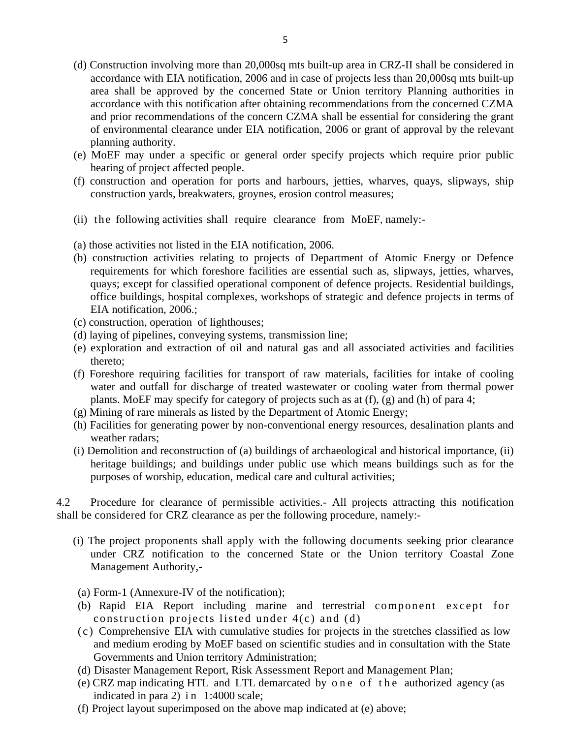(d) Construction involving more than 20,000sq mts built-up area in CRZ-II shall be considered in accordance with EIA notification, 2006 and in case of projects less than 20,000sq mts built-up area shall be approved by the concerned State or Union territory Planning authorities in accordance with this notification after obtaining recommendations from the concerned CZMA and prior recommendations of the concern CZMA shall be essential for considering the grant of environmental clearance under EIA notification, 2006 or grant of approval by the relevant planning authority.

(e) MoEF may under a specific or general order specify projects which require prior public hearing of project affected people.

(f) construction and operation for ports and harbours, jetties, wharves, quays, slipways, ship construction yards, breakwaters, groynes, erosion control measures;

(ii) the following activities shall require clearance from MoEF, namely:-

(a) those activities not listed in the EIA notification, 2006.

(b) construction activities relating to projects of Department of Atomic Energy or Defence requirements for which foreshore facilities are essential such as, slipways, jetties, wharves, quays; except for classified operational component of defence projects. Residential buildings, office buildings, hospital complexes, workshops of strategic and defence projects in terms of EIA notification, 2006.;

(c) construction, operation of lighthouses;

(d) laying of pipelines, conveying systems, transmission line;

(e) exploration and extraction of oil and natural gas and all associated activities and facilities thereto;

(f) Foreshore requiring facilities for transport of raw materials, facilities for intake of cooling water and outfall for discharge of treated wastewater or cooling water from thermal power plants. MoEF may specify for category of projects such as at (f), (g) and (h) of para 4;

(g) Mining of rare minerals as listed by the Department of Atomic Energy;

(h) Facilities for generating power by non-conventional energy resources, desalination plants and weather radars;

(i) Demolition and reconstruction of (a) buildings of archaeological and historical importance, (ii) heritage buildings; and buildings under public use which means buildings such as for the purposes of worship, education, medical care and cultural activities;

4.2 Procedure for clearance of permissible activities.- All projects attracting this notification shall be considered for CRZ clearance as per the following procedure, namely:-

(i) The project proponents shall apply with the following documents seeking prior clearance under CRZ notification to the concerned State or the Union territory Coastal Zone Management Authority,-

(a) Form-1 (Annexure-IV of the notification);

(b) Rapid EIA Report including marine and terrestrial component except for construction projects listed under 4(c) and (d)

(c) Comprehensive EIA with cumulative studies for projects in the stretches classified as low and medium eroding by MoEF based on scientific studies and in consultation with the State Governments and Union territory Administration;

(d) Disaster Management Report, Risk Assessment Report and Management Plan;

(e) CRZ map indicating HTL and LTL demarcated by one of the authorized agency (as indicated in para 2) in 1:4000 scale;

(f) Project layout superimposed on the above map indicated at (e) above;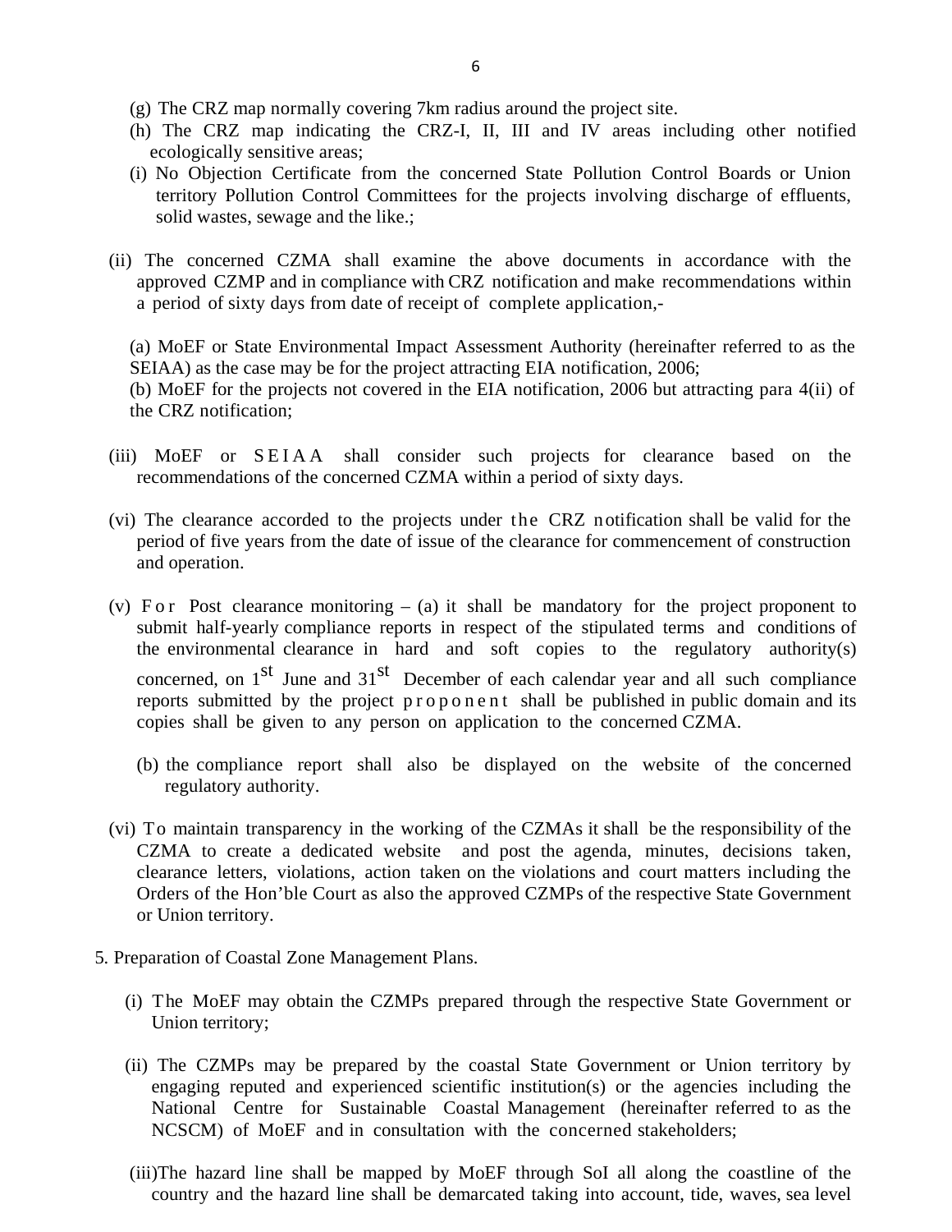(g) The CRZ map normally covering 7km radius around the project site.

(h) The CRZ map indicating the CRZ-I, II, III and IV areas including other notified ecologically sensitive areas;

(i) No Objection Certificate from the concerned State Pollution Control Boards or Union territory Pollution Control Committees for the projects involving discharge of effluents, solid wastes, sewage and the like.;

(ii) The concerned CZMA shall examine the above documents in accordance with the approved CZMP and in compliance with CRZ notification and make recommendations within a period of sixty days from date of receipt of complete application,-

(a) MoEF or State Environmental Impact Assessment Authority (hereinafter referred to as the SEIAA) as the case may be for the project attracting EIA notification, 2006;
(b) MoEF for the projects not covered in the EIA notification, 2006 but attracting para 4(ii) of the CRZ notification;

(iii) MoEF or SEIAA shall consider such projects for clearance based on the recommendations of the concerned CZMA within a period of sixty days.

(vi) The clearance accorded to the projects under the CRZ notification shall be valid for the period of five years from the date of issue of the clearance for commencement of construction and operation.

(v) For Post clearance monitoring – (a) it shall be mandatory for the project proponent to submit half-yearly compliance reports in respect of the stipulated terms and conditions of the environmental clearance in hard and soft copies to the regulatory authority(s) concerned, on 1st June and 31st December of each calendar year and all such compliance reports submitted by the project proponent shall be published in public domain and its copies shall be given to any person on application to the concerned CZMA.

(b) the compliance report shall also be displayed on the website of the concerned regulatory authority.

(vi) To maintain transparency in the working of the CZMAs it shall be the responsibility of the CZMA to create a dedicated website and post the agenda, minutes, decisions taken, clearance letters, violations, action taken on the violations and court matters including the Orders of the Hon'ble Court as also the approved CZMPs of the respective State Government or Union territory.

5. Preparation of Coastal Zone Management Plans.

(i) The MoEF may obtain the CZMPs prepared through the respective State Government or Union territory;

(ii) The CZMPs may be prepared by the coastal State Government or Union territory by engaging reputed and experienced scientific institution(s) or the agencies including the National Centre for Sustainable Coastal Management (hereinafter referred to as the NCSCM) of MoEF and in consultation with the concerned stakeholders;

(iii) The hazard line shall be mapped by MoEF through SoI all along the coastline of the country and the hazard line shall be demarcated taking into account, tide, waves, sea level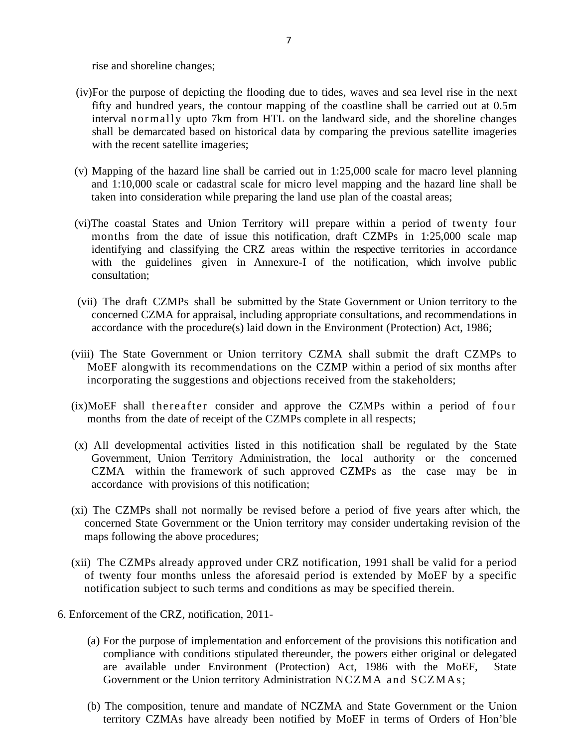rise and shoreline changes;

(iv)For the purpose of depicting the flooding due to tides, waves and sea level rise in the next fifty and hundred years, the contour mapping of the coastline shall be carried out at 0.5m interval normally upto 7km from HTL on the landward side, and the shoreline changes shall be demarcated based on historical data by comparing the previous satellite imageries with the recent satellite imageries;

(v) Mapping of the hazard line shall be carried out in 1:25,000 scale for macro level planning and 1:10,000 scale or cadastral scale for micro level mapping and the hazard line shall be taken into consideration while preparing the land use plan of the coastal areas;

(vi)The coastal States and Union Territory will prepare within a period of twenty four months from the date of issue this notification, draft CZMPs in 1:25,000 scale map identifying and classifying the CRZ areas within the respective territories in accordance with the guidelines given in Annexure-I of the notification, which involve public consultation;

(vii) The draft CZMPs shall be submitted by the State Government or Union territory to the concerned CZMA for appraisal, including appropriate consultations, and recommendations in accordance with the procedure(s) laid down in the Environment (Protection) Act, 1986;

(viii) The State Government or Union territory CZMA shall submit the draft CZMPs to MoEF alongwith its recommendations on the CZMP within a period of six months after incorporating the suggestions and objections received from the stakeholders;

(ix)MoEF shall thereafter consider and approve the CZMPs within a period of four months from the date of receipt of the CZMPs complete in all respects;

(x) All developmental activities listed in this notification shall be regulated by the State Government, Union Territory Administration, the local authority or the concerned CZMA within the framework of such approved CZMPs as the case may be in accordance with provisions of this notification;

(xi) The CZMPs shall not normally be revised before a period of five years after which, the concerned State Government or the Union territory may consider undertaking revision of the maps following the above procedures;

(xii) The CZMPs already approved under CRZ notification, 1991 shall be valid for a period of twenty four months unless the aforesaid period is extended by MoEF by a specific notification subject to such terms and conditions as may be specified therein.

6. Enforcement of the CRZ, notification, 2011-

(a) For the purpose of implementation and enforcement of the provisions this notification and compliance with conditions stipulated thereunder, the powers either original or delegated are available under Environment (Protection) Act, 1986 with the MoEF, State Government or the Union territory Administration NCZMA and SCZMAs;

(b) The composition, tenure and mandate of NCZMA and State Government or the Union territory CZMAs have already been notified by MoEF in terms of Orders of Hon'ble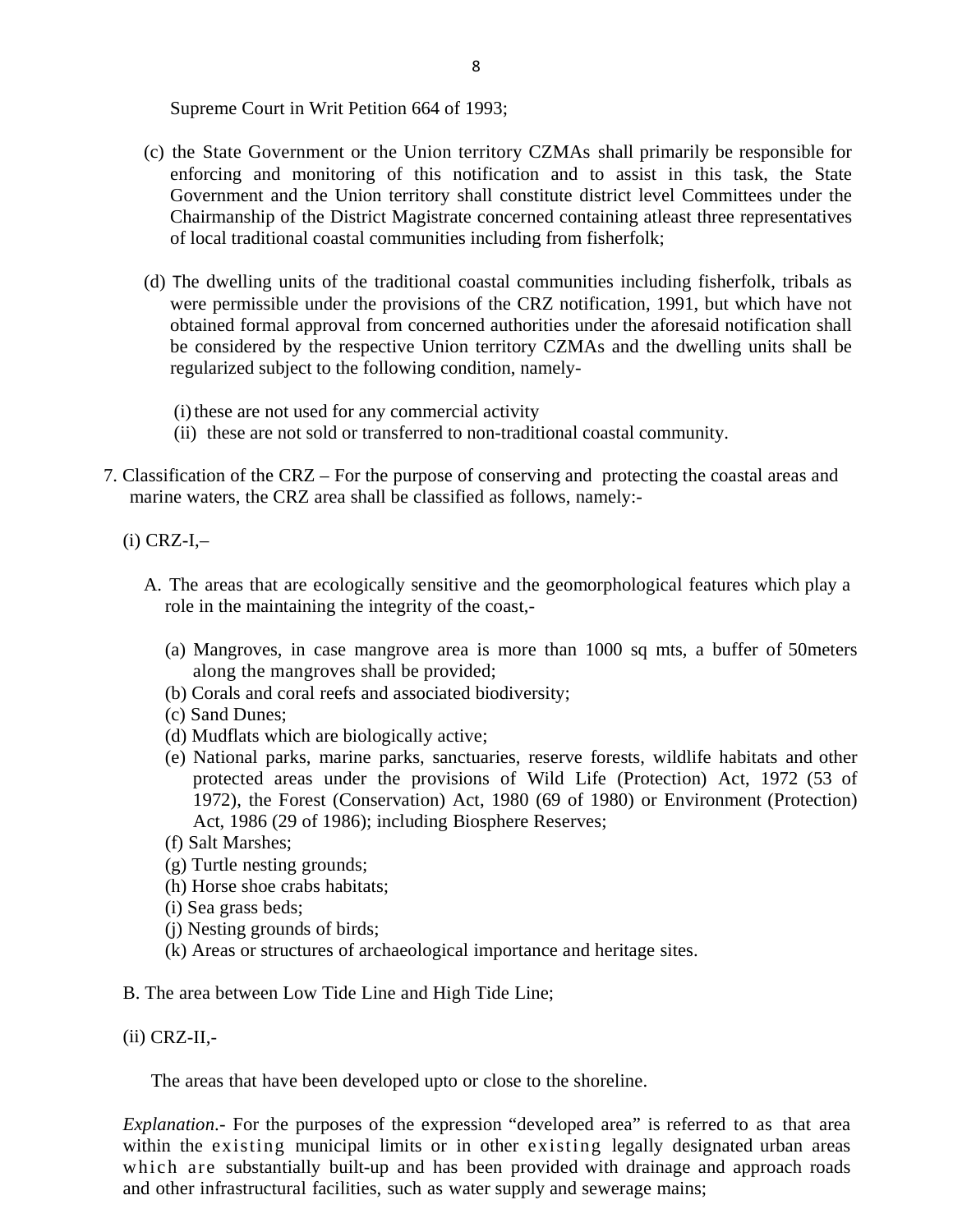Supreme Court in Writ Petition 664 of 1993;

(c) the State Government or the Union territory CZMAs shall primarily be responsible for enforcing and monitoring of this notification and to assist in this task, the State Government and the Union territory shall constitute district level Committees under the Chairmanship of the District Magistrate concerned containing atleast three representatives of local traditional coastal communities including from fisherfolk;

(d) The dwelling units of the traditional coastal communities including fisherfolk, tribals as were permissible under the provisions of the CRZ notification, 1991, but which have not obtained formal approval from concerned authorities under the aforesaid notification shall be considered by the respective Union territory CZMAs and the dwelling units shall be regularized subject to the following condition, namely-

(i) these are not used for any commercial activity
(ii) these are not sold or transferred to non-traditional coastal community.

7. Classification of the CRZ – For the purpose of conserving and protecting the coastal areas and marine waters, the CRZ area shall be classified as follows, namely:-

(i) CRZ-I,–

A. The areas that are ecologically sensitive and the geomorphological features which play a role in the maintaining the integrity of the coast,-

(a) Mangroves, in case mangrove area is more than 1000 sq mts, a buffer of 50meters along the mangroves shall be provided;
(b) Corals and coral reefs and associated biodiversity;
(c) Sand Dunes;
(d) Mudflats which are biologically active;
(e) National parks, marine parks, sanctuaries, reserve forests, wildlife habitats and other protected areas under the provisions of Wild Life (Protection) Act, 1972 (53 of 1972), the Forest (Conservation) Act, 1980 (69 of 1980) or Environment (Protection) Act, 1986 (29 of 1986); including Biosphere Reserves;
(f) Salt Marshes;
(g) Turtle nesting grounds;
(h) Horse shoe crabs habitats;
(i) Sea grass beds;
(j) Nesting grounds of birds;
(k) Areas or structures of archaeological importance and heritage sites.

B. The area between Low Tide Line and High Tide Line;

(ii) CRZ-II,-

The areas that have been developed upto or close to the shoreline.

*Explanation*.- For the purposes of the expression "developed area" is referred to as that area within the existing municipal limits or in other existing legally designated urban areas which are substantially built-up and has been provided with drainage and approach roads and other infrastructural facilities, such as water supply and sewerage mains;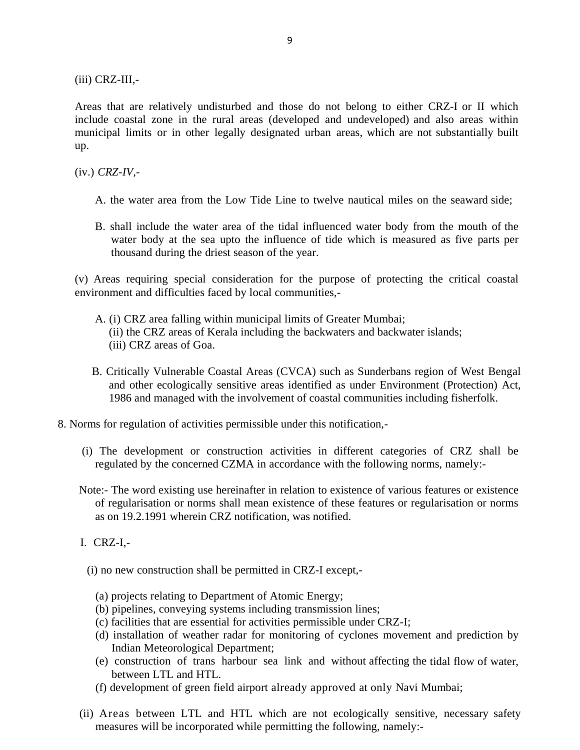(iii) CRZ-III,-

Areas that are relatively undisturbed and those do not belong to either CRZ-I or II which include coastal zone in the rural areas (developed and undeveloped) and also areas within municipal limits or in other legally designated urban areas, which are not substantially built up.

(iv.) *CRZ-IV*,-

A. the water area from the Low Tide Line to twelve nautical miles on the seaward side;

B. shall include the water area of the tidal influenced water body from the mouth of the water body at the sea upto the influence of tide which is measured as five parts per thousand during the driest season of the year.

(v) Areas requiring special consideration for the purpose of protecting the critical coastal environment and difficulties faced by local communities,-

A. (i) CRZ area falling within municipal limits of Greater Mumbai;
   (ii) the CRZ areas of Kerala including the backwaters and backwater islands;
   (iii) CRZ areas of Goa.

B. Critically Vulnerable Coastal Areas (CVCA) such as Sunderbans region of West Bengal and other ecologically sensitive areas identified as under Environment (Protection) Act, 1986 and managed with the involvement of coastal communities including fisherfolk.

8. Norms for regulation of activities permissible under this notification,-

(i) The development or construction activities in different categories of CRZ shall be regulated by the concerned CZMA in accordance with the following norms, namely:-

Note:- The word existing use hereinafter in relation to existence of various features or existence of regularisation or norms shall mean existence of these features or regularisation or norms as on 19.2.1991 wherein CRZ notification, was notified.

I. CRZ-I,-

(i) no new construction shall be permitted in CRZ-I except,-

(a) projects relating to Department of Atomic Energy;
(b) pipelines, conveying systems including transmission lines;
(c) facilities that are essential for activities permissible under CRZ-I;
(d) installation of weather radar for monitoring of cyclones movement and prediction by Indian Meteorological Department;
(e) construction of trans harbour sea link and without affecting the tidal flow of water, between LTL and HTL.
(f) development of green field airport already approved at only Navi Mumbai;

(ii) Areas between LTL and HTL which are not ecologically sensitive, necessary safety measures will be incorporated while permitting the following, namely:-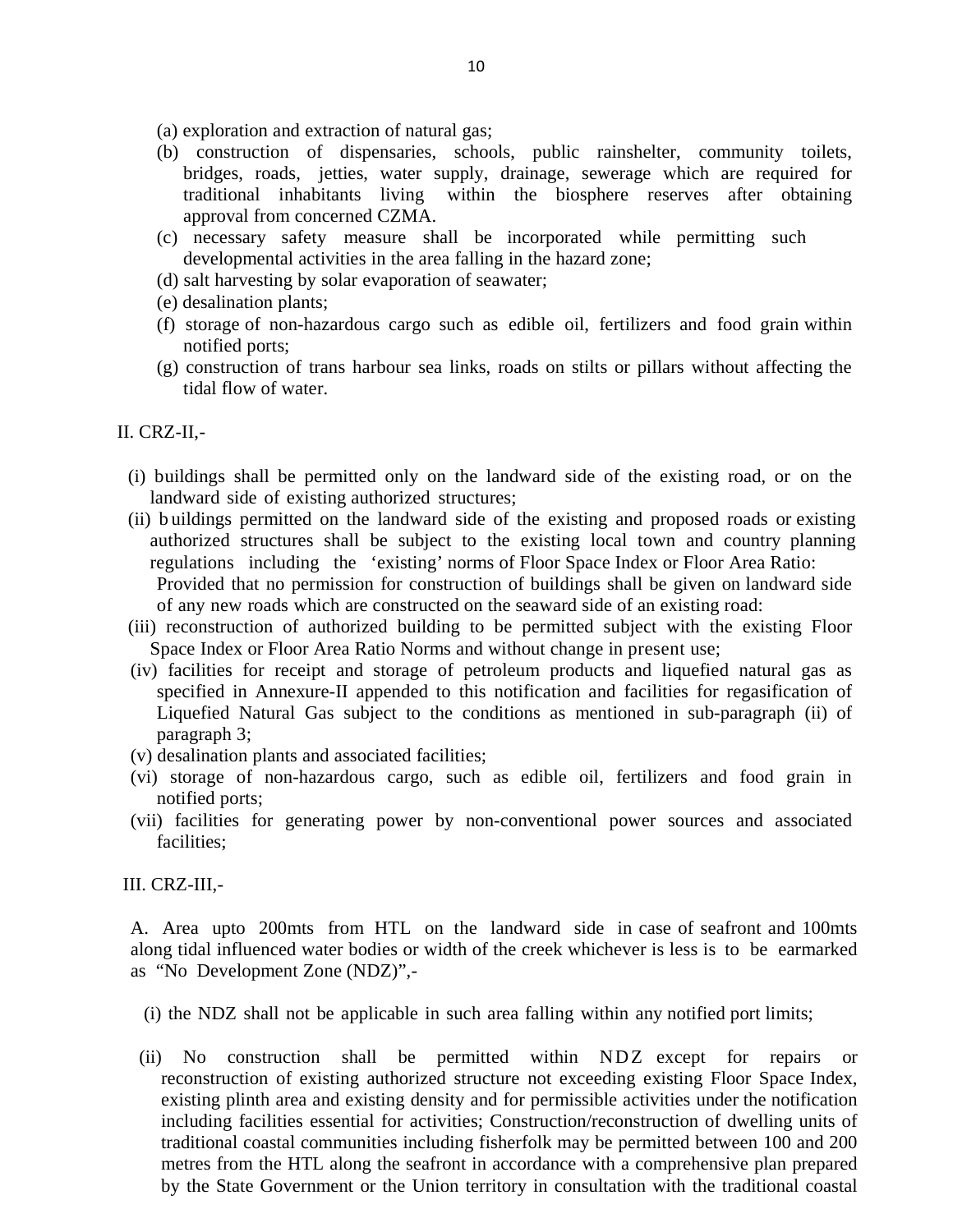(a) exploration and extraction of natural gas;

(b) construction of dispensaries, schools, public rainshelter, community toilets, bridges, roads, jetties, water supply, drainage, sewerage which are required for traditional inhabitants living within the biosphere reserves after obtaining approval from concerned CZMA.

(c) necessary safety measure shall be incorporated while permitting such developmental activities in the area falling in the hazard zone;

(d) salt harvesting by solar evaporation of seawater;

(e) desalination plants;

(f) storage of non-hazardous cargo such as edible oil, fertilizers and food grain within notified ports;

(g) construction of trans harbour sea links, roads on stilts or pillars without affecting the tidal flow of water.

II. CRZ-II,-

(i) buildings shall be permitted only on the landward side of the existing road, or on the landward side of existing authorized structures;

(ii) buildings permitted on the landward side of the existing and proposed roads or existing authorized structures shall be subject to the existing local town and country planning regulations including the 'existing' norms of Floor Space Index or Floor Area Ratio:

Provided that no permission for construction of buildings shall be given on landward side of any new roads which are constructed on the seaward side of an existing road:

(iii) reconstruction of authorized building to be permitted subject with the existing Floor Space Index or Floor Area Ratio Norms and without change in present use;

(iv) facilities for receipt and storage of petroleum products and liquefied natural gas as specified in Annexure-II appended to this notification and facilities for regasification of Liquefied Natural Gas subject to the conditions as mentioned in sub-paragraph (ii) of paragraph 3;

(v) desalination plants and associated facilities;

(vi) storage of non-hazardous cargo, such as edible oil, fertilizers and food grain in notified ports;

(vii) facilities for generating power by non-conventional power sources and associated facilities;

III. CRZ-III,-

A. Area upto 200mts from HTL on the landward side in case of seafront and 100mts along tidal influenced water bodies or width of the creek whichever is less is to be earmarked as "No Development Zone (NDZ)",-

(i) the NDZ shall not be applicable in such area falling within any notified port limits;

(ii) No construction shall be permitted within NDZ except for repairs or reconstruction of existing authorized structure not exceeding existing Floor Space Index, existing plinth area and existing density and for permissible activities under the notification including facilities essential for activities; Construction/reconstruction of dwelling units of traditional coastal communities including fisherfolk may be permitted between 100 and 200 metres from the HTL along the seafront in accordance with a comprehensive plan prepared by the State Government or the Union territory in consultation with the traditional coastal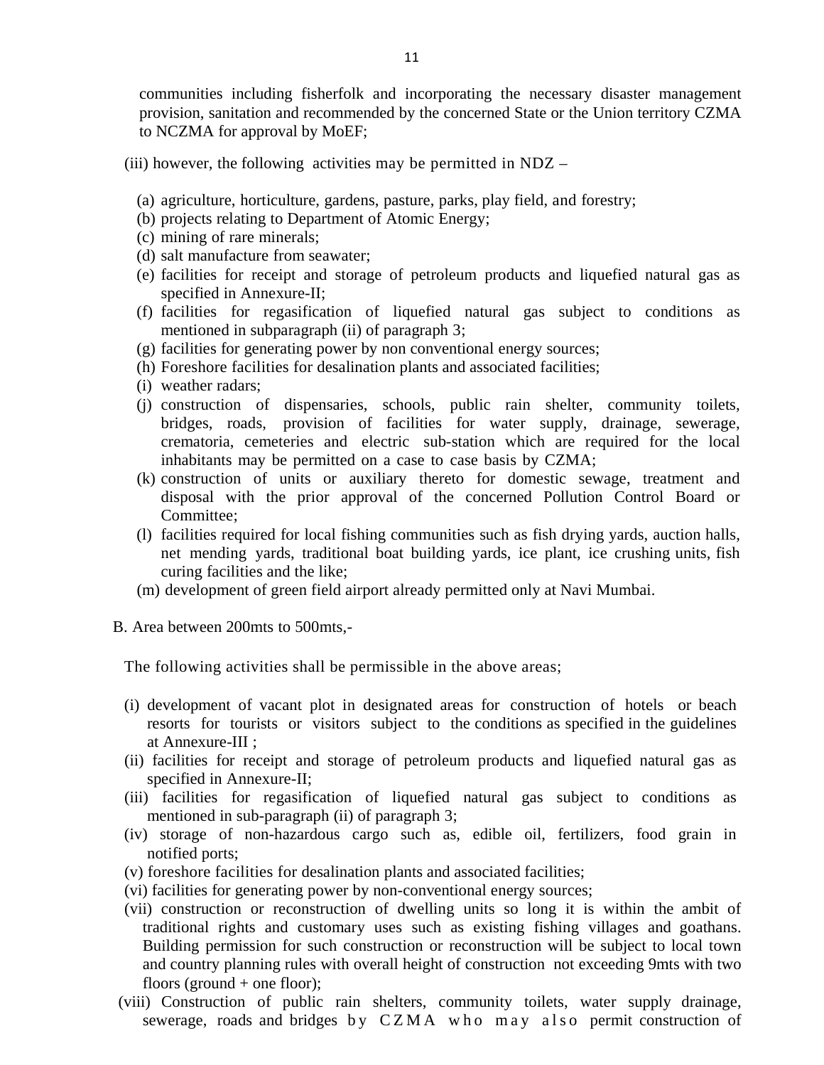communities including fisherfolk and incorporating the necessary disaster management provision, sanitation and recommended by the concerned State or the Union territory CZMA to NCZMA for approval by MoEF;

(iii) however, the following activities may be permitted in NDZ –

(a) agriculture, horticulture, gardens, pasture, parks, play field, and forestry;
(b) projects relating to Department of Atomic Energy;
(c) mining of rare minerals;
(d) salt manufacture from seawater;
(e) facilities for receipt and storage of petroleum products and liquefied natural gas as specified in Annexure-II;
(f) facilities for regasification of liquefied natural gas subject to conditions as mentioned in subparagraph (ii) of paragraph 3;
(g) facilities for generating power by non conventional energy sources;
(h) Foreshore facilities for desalination plants and associated facilities;
(i) weather radars;
(j) construction of dispensaries, schools, public rain shelter, community toilets, bridges, roads, provision of facilities for water supply, drainage, sewerage, crematoria, cemeteries and electric sub-station which are required for the local inhabitants may be permitted on a case to case basis by CZMA;
(k) construction of units or auxiliary thereto for domestic sewage, treatment and disposal with the prior approval of the concerned Pollution Control Board or Committee;
(l) facilities required for local fishing communities such as fish drying yards, auction halls, net mending yards, traditional boat building yards, ice plant, ice crushing units, fish curing facilities and the like;
(m) development of green field airport already permitted only at Navi Mumbai.

B. Area between 200mts to 500mts,-

The following activities shall be permissible in the above areas;

(i) development of vacant plot in designated areas for construction of hotels or beach resorts for tourists or visitors subject to the conditions as specified in the guidelines at Annexure-III ;
(ii) facilities for receipt and storage of petroleum products and liquefied natural gas as specified in Annexure-II;
(iii) facilities for regasification of liquefied natural gas subject to conditions as mentioned in sub-paragraph (ii) of paragraph 3;
(iv) storage of non-hazardous cargo such as, edible oil, fertilizers, food grain in notified ports;
(v) foreshore facilities for desalination plants and associated facilities;
(vi) facilities for generating power by non-conventional energy sources;
(vii) construction or reconstruction of dwelling units so long it is within the ambit of traditional rights and customary uses such as existing fishing villages and goathans. Building permission for such construction or reconstruction will be subject to local town and country planning rules with overall height of construction not exceeding 9mts with two floors (ground + one floor);
(viii) Construction of public rain shelters, community toilets, water supply drainage, sewerage, roads and bridges by CZMA who may also permit construction of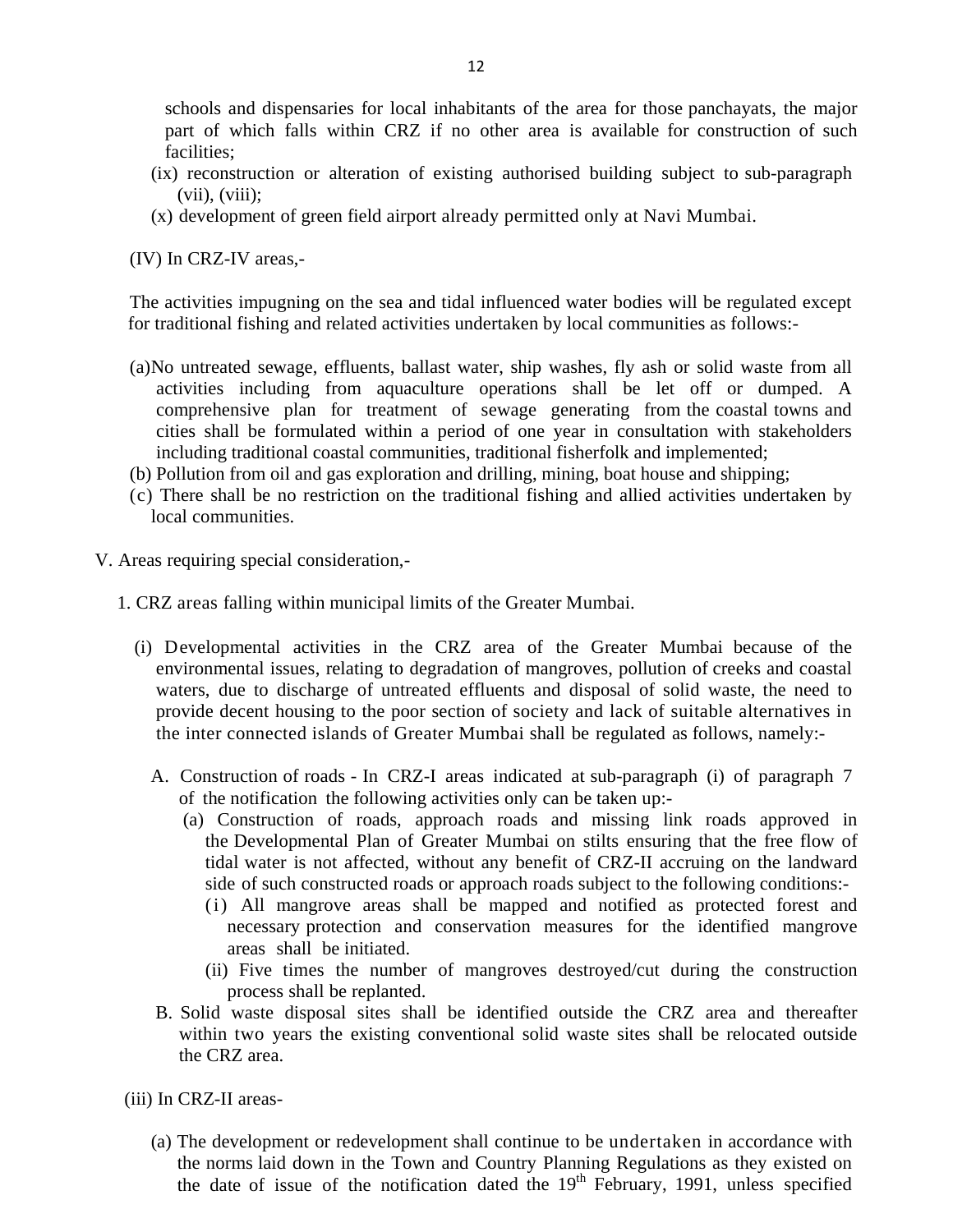schools and dispensaries for local inhabitants of the area for those panchayats, the major part of which falls within CRZ if no other area is available for construction of such facilities;

(ix) reconstruction or alteration of existing authorised building subject to sub-paragraph (vii), (viii);

(x) development of green field airport already permitted only at Navi Mumbai.

(IV) In CRZ-IV areas,-

The activities impugning on the sea and tidal influenced water bodies will be regulated except for traditional fishing and related activities undertaken by local communities as follows:-

(a)No untreated sewage, effluents, ballast water, ship washes, fly ash or solid waste from all activities including from aquaculture operations shall be let off or dumped. A comprehensive plan for treatment of sewage generating from the coastal towns and cities shall be formulated within a period of one year in consultation with stakeholders including traditional coastal communities, traditional fisherfolk and implemented;

(b) Pollution from oil and gas exploration and drilling, mining, boat house and shipping;

(c) There shall be no restriction on the traditional fishing and allied activities undertaken by local communities.

V. Areas requiring special consideration,-

1. CRZ areas falling within municipal limits of the Greater Mumbai.

(i) Developmental activities in the CRZ area of the Greater Mumbai because of the environmental issues, relating to degradation of mangroves, pollution of creeks and coastal waters, due to discharge of untreated effluents and disposal of solid waste, the need to provide decent housing to the poor section of society and lack of suitable alternatives in the inter connected islands of Greater Mumbai shall be regulated as follows, namely:-

A. Construction of roads - In CRZ-I areas indicated at sub-paragraph (i) of paragraph 7 of the notification the following activities only can be taken up:-

(a) Construction of roads, approach roads and missing link roads approved in the Developmental Plan of Greater Mumbai on stilts ensuring that the free flow of tidal water is not affected, without any benefit of CRZ-II accruing on the landward side of such constructed roads or approach roads subject to the following conditions:-

(i) All mangrove areas shall be mapped and notified as protected forest and necessary protection and conservation measures for the identified mangrove areas shall be initiated.

(ii) Five times the number of mangroves destroyed/cut during the construction process shall be replanted.

B. Solid waste disposal sites shall be identified outside the CRZ area and thereafter within two years the existing conventional solid waste sites shall be relocated outside the CRZ area.

(iii) In CRZ-II areas-

(a) The development or redevelopment shall continue to be undertaken in accordance with the norms laid down in the Town and Country Planning Regulations as they existed on the date of issue of the notification dated the 19th February, 1991, unless specified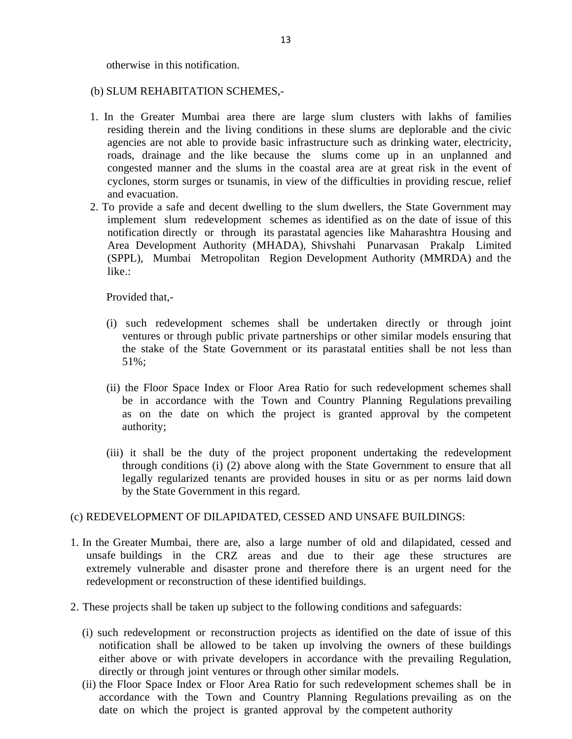otherwise in this notification.

(b) SLUM REHABITATION SCHEMES,-

1. In the Greater Mumbai area there are large slum clusters with lakhs of families residing therein and the living conditions in these slums are deplorable and the civic agencies are not able to provide basic infrastructure such as drinking water, electricity, roads, drainage and the like because the slums come up in an unplanned and congested manner and the slums in the coastal area are at great risk in the event of cyclones, storm surges or tsunamis, in view of the difficulties in providing rescue, relief and evacuation.
2. To provide a safe and decent dwelling to the slum dwellers, the State Government may implement slum redevelopment schemes as identified as on the date of issue of this notification directly or through its parastatal agencies like Maharashtra Housing and Area Development Authority (MHADA), Shivshahi Punarvasan Prakalp Limited (SPPL), Mumbai Metropolitan Region Development Authority (MMRDA) and the like.:

   Provided that,-

   (i) such redevelopment schemes shall be undertaken directly or through joint ventures or through public private partnerships or other similar models ensuring that the stake of the State Government or its parastatal entities shall be not less than 51%;

   (ii) the Floor Space Index or Floor Area Ratio for such redevelopment schemes shall be in accordance with the Town and Country Planning Regulations prevailing as on the date on which the project is granted approval by the competent authority;

   (iii) it shall be the duty of the project proponent undertaking the redevelopment through conditions (i) (2) above along with the State Government to ensure that all legally regularized tenants are provided houses in situ or as per norms laid down by the State Government in this regard.

(c) REDEVELOPMENT OF DILAPIDATED, CESSED AND UNSAFE BUILDINGS:

1. In the Greater Mumbai, there are, also a large number of old and dilapidated, cessed and unsafe buildings in the CRZ areas and due to their age these structures are extremely vulnerable and disaster prone and therefore there is an urgent need for the redevelopment or reconstruction of these identified buildings.

2. These projects shall be taken up subject to the following conditions and safeguards:

   (i) such redevelopment or reconstruction projects as identified on the date of issue of this notification shall be allowed to be taken up involving the owners of these buildings either above or with private developers in accordance with the prevailing Regulation, directly or through joint ventures or through other similar models.
   (ii) the Floor Space Index or Floor Area Ratio for such redevelopment schemes shall be in accordance with the Town and Country Planning Regulations prevailing as on the date on which the project is granted approval by the competent authority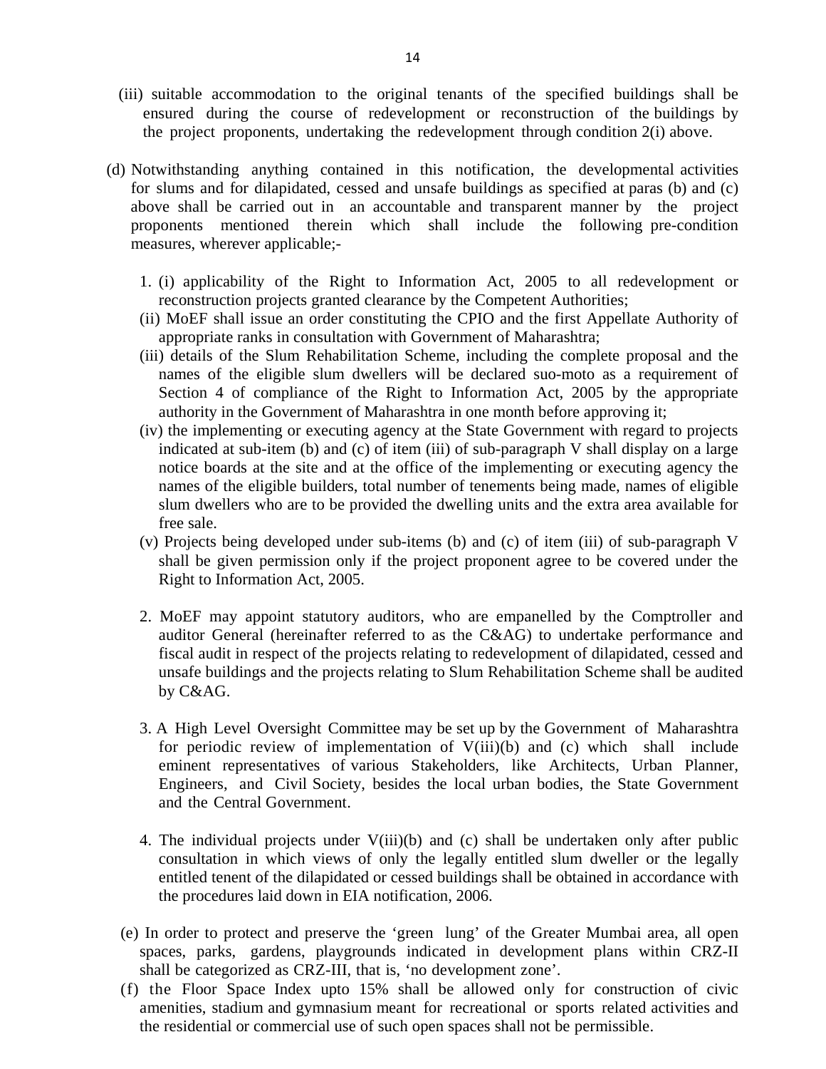(iii) suitable accommodation to the original tenants of the specified buildings shall be ensured during the course of redevelopment or reconstruction of the buildings by the project proponents, undertaking the redevelopment through condition 2(i) above.

(d) Notwithstanding anything contained in this notification, the developmental activities for slums and for dilapidated, cessed and unsafe buildings as specified at paras (b) and (c) above shall be carried out in an accountable and transparent manner by the project proponents mentioned therein which shall include the following pre-condition measures, wherever applicable;-

1. (i) applicability of the Right to Information Act, 2005 to all redevelopment or reconstruction projects granted clearance by the Competent Authorities;

   (ii) MoEF shall issue an order constituting the CPIO and the first Appellate Authority of appropriate ranks in consultation with Government of Maharashtra;

   (iii) details of the Slum Rehabilitation Scheme, including the complete proposal and the names of the eligible slum dwellers will be declared suo-moto as a requirement of Section 4 of compliance of the Right to Information Act, 2005 by the appropriate authority in the Government of Maharashtra in one month before approving it;

   (iv) the implementing or executing agency at the State Government with regard to projects indicated at sub-item (b) and (c) of item (iii) of sub-paragraph V shall display on a large notice boards at the site and at the office of the implementing or executing agency the names of the eligible builders, total number of tenements being made, names of eligible slum dwellers who are to be provided the dwelling units and the extra area available for free sale.

   (v) Projects being developed under sub-items (b) and (c) of item (iii) of sub-paragraph V shall be given permission only if the project proponent agree to be covered under the Right to Information Act, 2005.

2. MoEF may appoint statutory auditors, who are empanelled by the Comptroller and auditor General (hereinafter referred to as the C&AG) to undertake performance and fiscal audit in respect of the projects relating to redevelopment of dilapidated, cessed and unsafe buildings and the projects relating to Slum Rehabilitation Scheme shall be audited by C&AG.

3. A High Level Oversight Committee may be set up by the Government of Maharashtra for periodic review of implementation of V(iii)(b) and (c) which shall include eminent representatives of various Stakeholders, like Architects, Urban Planner, Engineers, and Civil Society, besides the local urban bodies, the State Government and the Central Government.

4. The individual projects under V(iii)(b) and (c) shall be undertaken only after public consultation in which views of only the legally entitled slum dweller or the legally entitled tenent of the dilapidated or cessed buildings shall be obtained in accordance with the procedures laid down in EIA notification, 2006.

(e) In order to protect and preserve the 'green lung' of the Greater Mumbai area, all open spaces, parks, gardens, playgrounds indicated in development plans within CRZ-II shall be categorized as CRZ-III, that is, 'no development zone'.

(f) the Floor Space Index upto 15% shall be allowed only for construction of civic amenities, stadium and gymnasium meant for recreational or sports related activities and the residential or commercial use of such open spaces shall not be permissible.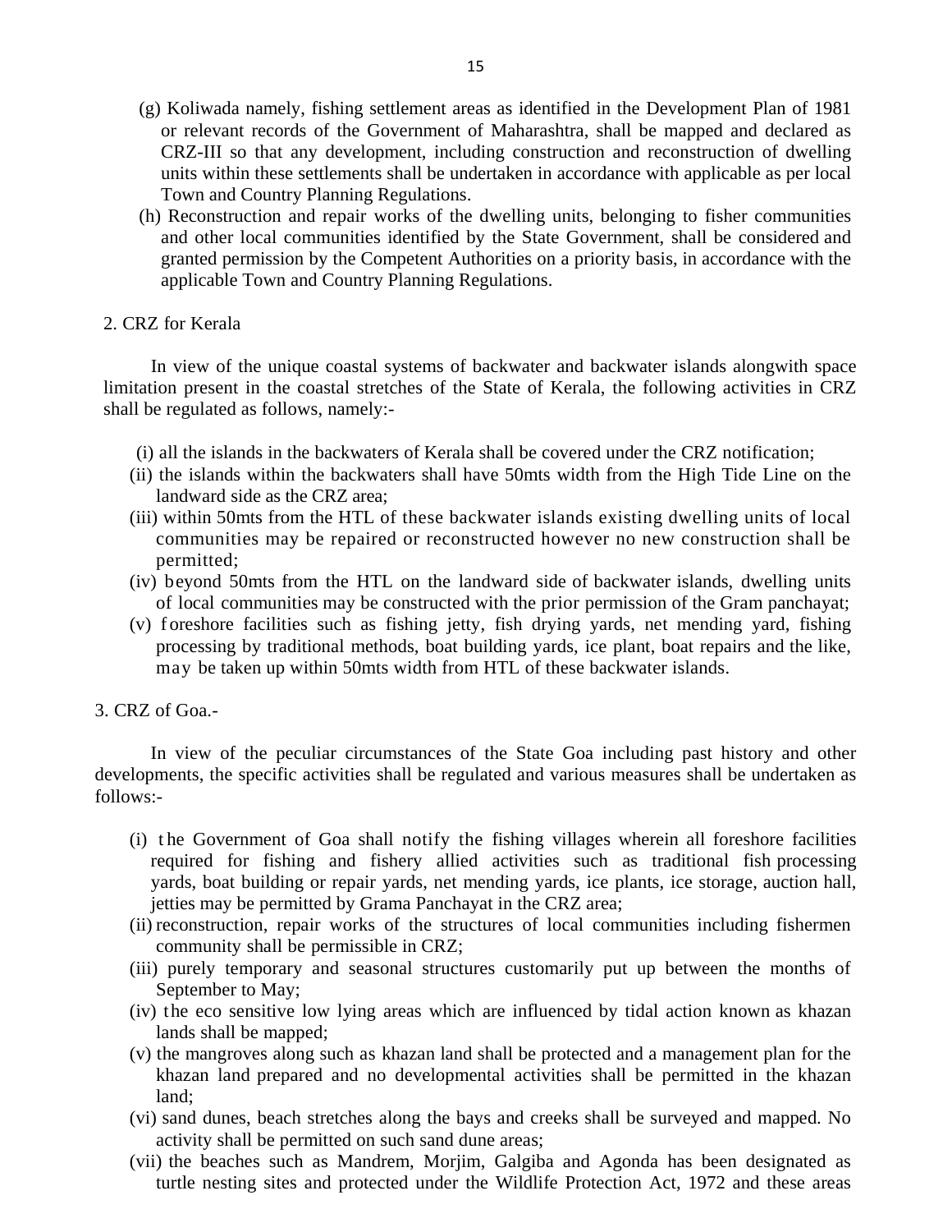(g) Koliwada namely, fishing settlement areas as identified in the Development Plan of 1981 or relevant records of the Government of Maharashtra, shall be mapped and declared as CRZ-III so that any development, including construction and reconstruction of dwelling units within these settlements shall be undertaken in accordance with applicable as per local Town and Country Planning Regulations.

(h) Reconstruction and repair works of the dwelling units, belonging to fisher communities and other local communities identified by the State Government, shall be considered and granted permission by the Competent Authorities on a priority basis, in accordance with the applicable Town and Country Planning Regulations.

2. CRZ for Kerala

In view of the unique coastal systems of backwater and backwater islands alongwith space limitation present in the coastal stretches of the State of Kerala, the following activities in CRZ shall be regulated as follows, namely:-

(i) all the islands in the backwaters of Kerala shall be covered under the CRZ notification;

(ii) the islands within the backwaters shall have 50mts width from the High Tide Line on the landward side as the CRZ area;

(iii) within 50mts from the HTL of these backwater islands existing dwelling units of local communities may be repaired or reconstructed however no new construction shall be permitted;

(iv) beyond 50mts from the HTL on the landward side of backwater islands, dwelling units of local communities may be constructed with the prior permission of the Gram panchayat;

(v) foreshore facilities such as fishing jetty, fish drying yards, net mending yard, fishing processing by traditional methods, boat building yards, ice plant, boat repairs and the like, may be taken up within 50mts width from HTL of these backwater islands.

3. CRZ of Goa.-

In view of the peculiar circumstances of the State Goa including past history and other developments, the specific activities shall be regulated and various measures shall be undertaken as follows:-

(i) the Government of Goa shall notify the fishing villages wherein all foreshore facilities required for fishing and fishery allied activities such as traditional fish processing yards, boat building or repair yards, net mending yards, ice plants, ice storage, auction hall, jetties may be permitted by Grama Panchayat in the CRZ area;

(ii) reconstruction, repair works of the structures of local communities including fishermen community shall be permissible in CRZ;

(iii) purely temporary and seasonal structures customarily put up between the months of September to May;

(iv) the eco sensitive low lying areas which are influenced by tidal action known as khazan lands shall be mapped;

(v) the mangroves along such as khazan land shall be protected and a management plan for the khazan land prepared and no developmental activities shall be permitted in the khazan land;

(vi) sand dunes, beach stretches along the bays and creeks shall be surveyed and mapped. No activity shall be permitted on such sand dune areas;

(vii) the beaches such as Mandrem, Morjim, Galgiba and Agonda has been designated as turtle nesting sites and protected under the Wildlife Protection Act, 1972 and these areas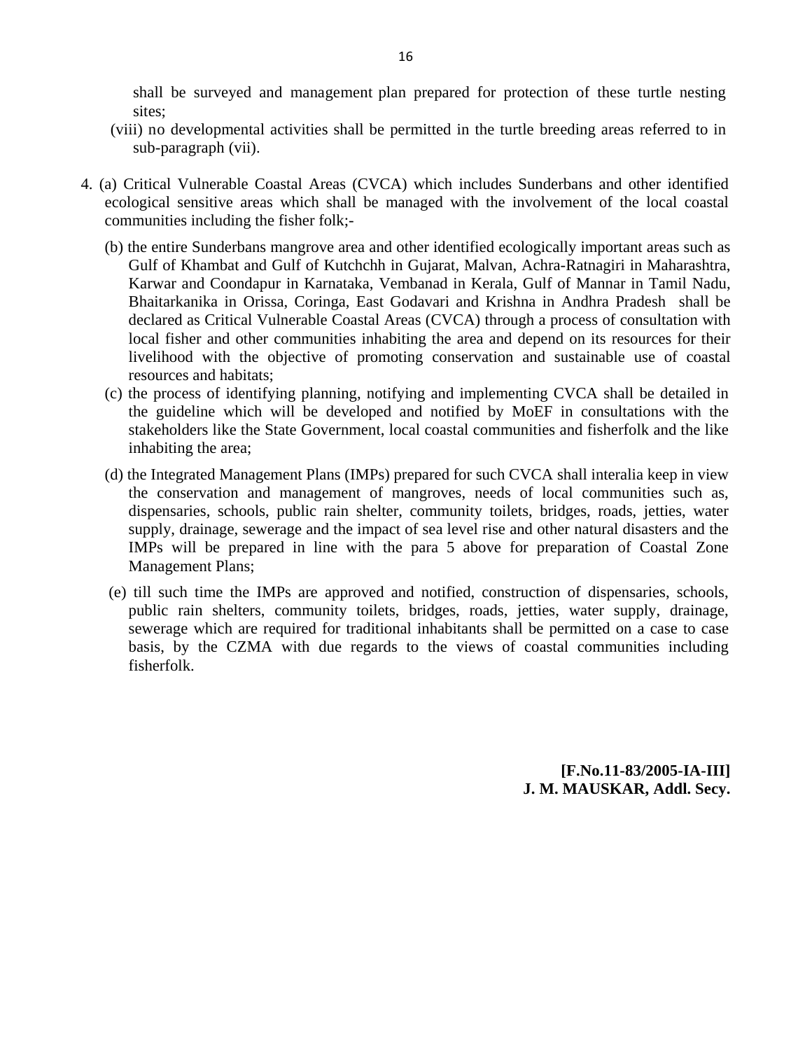shall be surveyed and management plan prepared for protection of these turtle nesting sites;

(viii) no developmental activities shall be permitted in the turtle breeding areas referred to in sub-paragraph (vii).

4. (a) Critical Vulnerable Coastal Areas (CVCA) which includes Sunderbans and other identified ecological sensitive areas which shall be managed with the involvement of the local coastal communities including the fisher folk;-

(b) the entire Sunderbans mangrove area and other identified ecologically important areas such as Gulf of Khambat and Gulf of Kutchchh in Gujarat, Malvan, Achra-Ratnagiri in Maharashtra, Karwar and Coondapur in Karnataka, Vembanad in Kerala, Gulf of Mannar in Tamil Nadu, Bhaitarkanika in Orissa, Coringa, East Godavari and Krishna in Andhra Pradesh shall be declared as Critical Vulnerable Coastal Areas (CVCA) through a process of consultation with local fisher and other communities inhabiting the area and depend on its resources for their livelihood with the objective of promoting conservation and sustainable use of coastal resources and habitats;

(c) the process of identifying planning, notifying and implementing CVCA shall be detailed in the guideline which will be developed and notified by MoEF in consultations with the stakeholders like the State Government, local coastal communities and fisherfolk and the like inhabiting the area;

(d) the Integrated Management Plans (IMPs) prepared for such CVCA shall interalia keep in view the conservation and management of mangroves, needs of local communities such as, dispensaries, schools, public rain shelter, community toilets, bridges, roads, jetties, water supply, drainage, sewerage and the impact of sea level rise and other natural disasters and the IMPs will be prepared in line with the para 5 above for preparation of Coastal Zone Management Plans;

(e) till such time the IMPs are approved and notified, construction of dispensaries, schools, public rain shelters, community toilets, bridges, roads, jetties, water supply, drainage, sewerage which are required for traditional inhabitants shall be permitted on a case to case basis, by the CZMA with due regards to the views of coastal communities including fisherfolk.

**[F.No.11-83/2005-IA-III]**
**J. M. MAUSKAR, Addl. Secy.**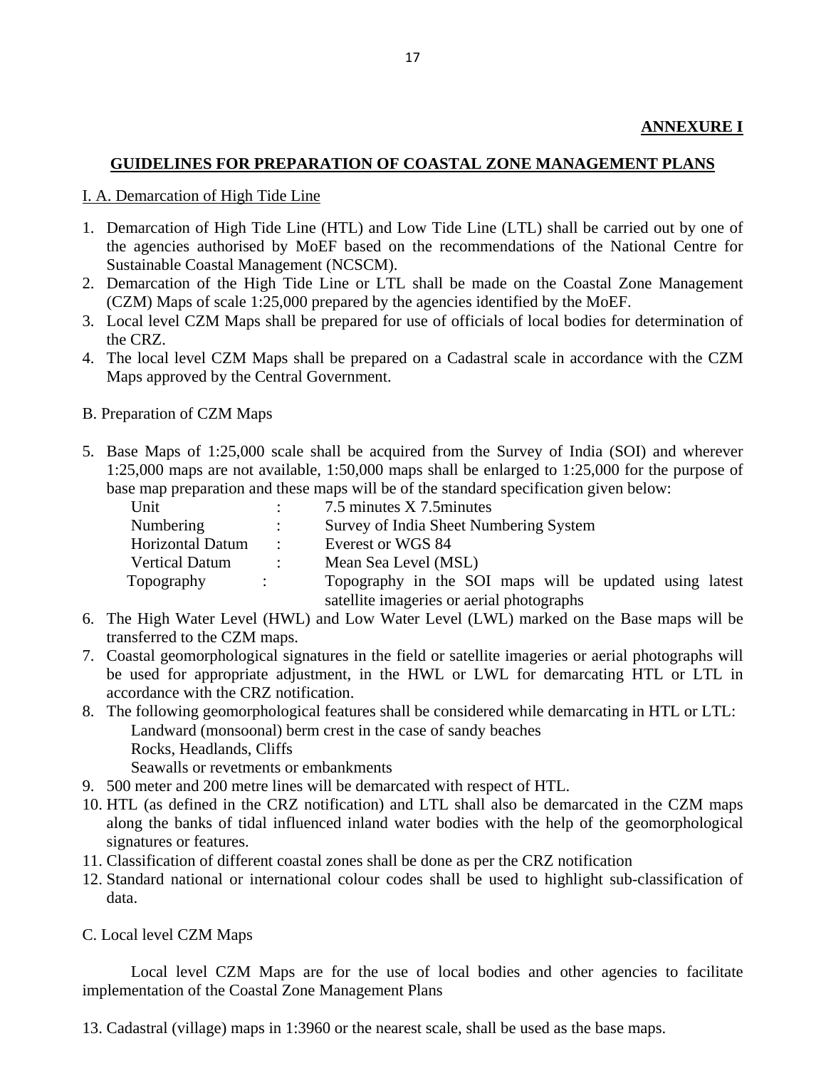**ANNEXURE I**

## GUIDELINES FOR PREPARATION OF COASTAL ZONE MANAGEMENT PLANS

### I. A. Demarcation of High Tide Line

1. Demarcation of High Tide Line (HTL) and Low Tide Line (LTL) shall be carried out by one of the agencies authorised by MoEF based on the recommendations of the National Centre for Sustainable Coastal Management (NCSCM).
2. Demarcation of the High Tide Line or LTL shall be made on the Coastal Zone Management (CZM) Maps of scale 1:25,000 prepared by the agencies identified by the MoEF.
3. Local level CZM Maps shall be prepared for use of officials of local bodies for determination of the CRZ.
4. The local level CZM Maps shall be prepared on a Cadastral scale in accordance with the CZM Maps approved by the Central Government.

### B. Preparation of CZM Maps

5. Base Maps of 1:25,000 scale shall be acquired from the Survey of India (SOI) and wherever 1:25,000 maps are not available, 1:50,000 maps shall be enlarged to 1:25,000 for the purpose of base map preparation and these maps will be of the standard specification given below:

   | | | |
   |---|---|---|
   | Unit | : | 7.5 minutes X 7.5minutes |
   | Numbering | : | Survey of India Sheet Numbering System |
   | Horizontal Datum | : | Everest or WGS 84 |
   | Vertical Datum | : | Mean Sea Level (MSL) |
   | Topography | : | Topography in the SOI maps will be updated using latest satellite imageries or aerial photographs |

6. The High Water Level (HWL) and Low Water Level (LWL) marked on the Base maps will be transferred to the CZM maps.
7. Coastal geomorphological signatures in the field or satellite imageries or aerial photographs will be used for appropriate adjustment, in the HWL or LWL for demarcating HTL or LTL in accordance with the CRZ notification.
8. The following geomorphological features shall be considered while demarcating in HTL or LTL:
   - Landward (monsoonal) berm crest in the case of sandy beaches
   - Rocks, Headlands, Cliffs
   - Seawalls or revetments or embankments
9. 500 meter and 200 metre lines will be demarcated with respect of HTL.
10. HTL (as defined in the CRZ notification) and LTL shall also be demarcated in the CZM maps along the banks of tidal influenced inland water bodies with the help of the geomorphological signatures or features.
11. Classification of different coastal zones shall be done as per the CRZ notification
12. Standard national or international colour codes shall be used to highlight sub-classification of data.

### C. Local level CZM Maps

Local level CZM Maps are for the use of local bodies and other agencies to facilitate implementation of the Coastal Zone Management Plans

13. Cadastral (village) maps in 1:3960 or the nearest scale, shall be used as the base maps.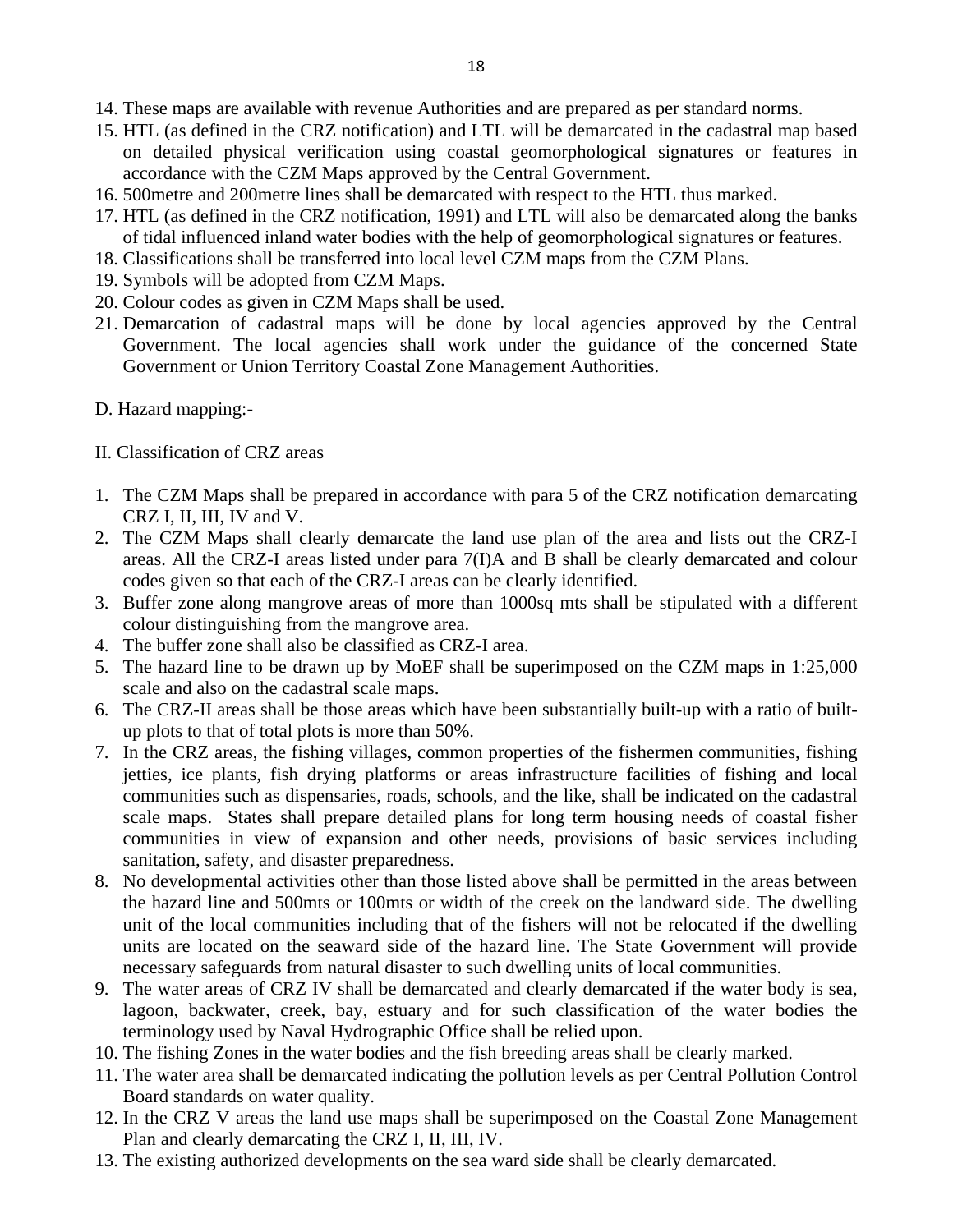14. These maps are available with revenue Authorities and are prepared as per standard norms.
15. HTL (as defined in the CRZ notification) and LTL will be demarcated in the cadastral map based on detailed physical verification using coastal geomorphological signatures or features in accordance with the CZM Maps approved by the Central Government.
16. 500metre and 200metre lines shall be demarcated with respect to the HTL thus marked.
17. HTL (as defined in the CRZ notification, 1991) and LTL will also be demarcated along the banks of tidal influenced inland water bodies with the help of geomorphological signatures or features.
18. Classifications shall be transferred into local level CZM maps from the CZM Plans.
19. Symbols will be adopted from CZM Maps.
20. Colour codes as given in CZM Maps shall be used.
21. Demarcation of cadastral maps will be done by local agencies approved by the Central Government. The local agencies shall work under the guidance of the concerned State Government or Union Territory Coastal Zone Management Authorities.

D. Hazard mapping:-

II. Classification of CRZ areas

1. The CZM Maps shall be prepared in accordance with para 5 of the CRZ notification demarcating CRZ I, II, III, IV and V.
2. The CZM Maps shall clearly demarcate the land use plan of the area and lists out the CRZ-I areas. All the CRZ-I areas listed under para 7(I)A and B shall be clearly demarcated and colour codes given so that each of the CRZ-I areas can be clearly identified.
3. Buffer zone along mangrove areas of more than 1000sq mts shall be stipulated with a different colour distinguishing from the mangrove area.
4. The buffer zone shall also be classified as CRZ-I area.
5. The hazard line to be drawn up by MoEF shall be superimposed on the CZM maps in 1:25,000 scale and also on the cadastral scale maps.
6. The CRZ-II areas shall be those areas which have been substantially built-up with a ratio of built-up plots to that of total plots is more than 50%.
7. In the CRZ areas, the fishing villages, common properties of the fishermen communities, fishing jetties, ice plants, fish drying platforms or areas infrastructure facilities of fishing and local communities such as dispensaries, roads, schools, and the like, shall be indicated on the cadastral scale maps. States shall prepare detailed plans for long term housing needs of coastal fisher communities in view of expansion and other needs, provisions of basic services including sanitation, safety, and disaster preparedness.
8. No developmental activities other than those listed above shall be permitted in the areas between the hazard line and 500mts or 100mts or width of the creek on the landward side. The dwelling unit of the local communities including that of the fishers will not be relocated if the dwelling units are located on the seaward side of the hazard line. The State Government will provide necessary safeguards from natural disaster to such dwelling units of local communities.
9. The water areas of CRZ IV shall be demarcated and clearly demarcated if the water body is sea, lagoon, backwater, creek, bay, estuary and for such classification of the water bodies the terminology used by Naval Hydrographic Office shall be relied upon.
10. The fishing Zones in the water bodies and the fish breeding areas shall be clearly marked.
11. The water area shall be demarcated indicating the pollution levels as per Central Pollution Control Board standards on water quality.
12. In the CRZ V areas the land use maps shall be superimposed on the Coastal Zone Management Plan and clearly demarcating the CRZ I, II, III, IV.
13. The existing authorized developments on the sea ward side shall be clearly demarcated.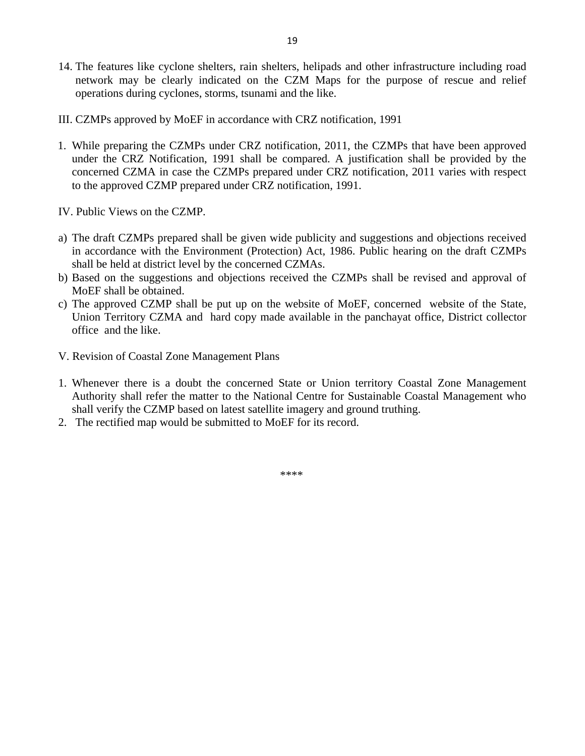14. The features like cyclone shelters, rain shelters, helipads and other infrastructure including road network may be clearly indicated on the CZM Maps for the purpose of rescue and relief operations during cyclones, storms, tsunami and the like.

III. CZMPs approved by MoEF in accordance with CRZ notification, 1991

1. While preparing the CZMPs under CRZ notification, 2011, the CZMPs that have been approved under the CRZ Notification, 1991 shall be compared. A justification shall be provided by the concerned CZMA in case the CZMPs prepared under CRZ notification, 2011 varies with respect to the approved CZMP prepared under CRZ notification, 1991.

IV. Public Views on the CZMP.

a) The draft CZMPs prepared shall be given wide publicity and suggestions and objections received in accordance with the Environment (Protection) Act, 1986. Public hearing on the draft CZMPs shall be held at district level by the concerned CZMAs.
b) Based on the suggestions and objections received the CZMPs shall be revised and approval of MoEF shall be obtained.
c) The approved CZMP shall be put up on the website of MoEF, concerned website of the State, Union Territory CZMA and hard copy made available in the panchayat office, District collector office and the like.

V. Revision of Coastal Zone Management Plans

1. Whenever there is a doubt the concerned State or Union territory Coastal Zone Management Authority shall refer the matter to the National Centre for Sustainable Coastal Management who shall verify the CZMP based on latest satellite imagery and ground truthing.
2. The rectified map would be submitted to MoEF for its record.

****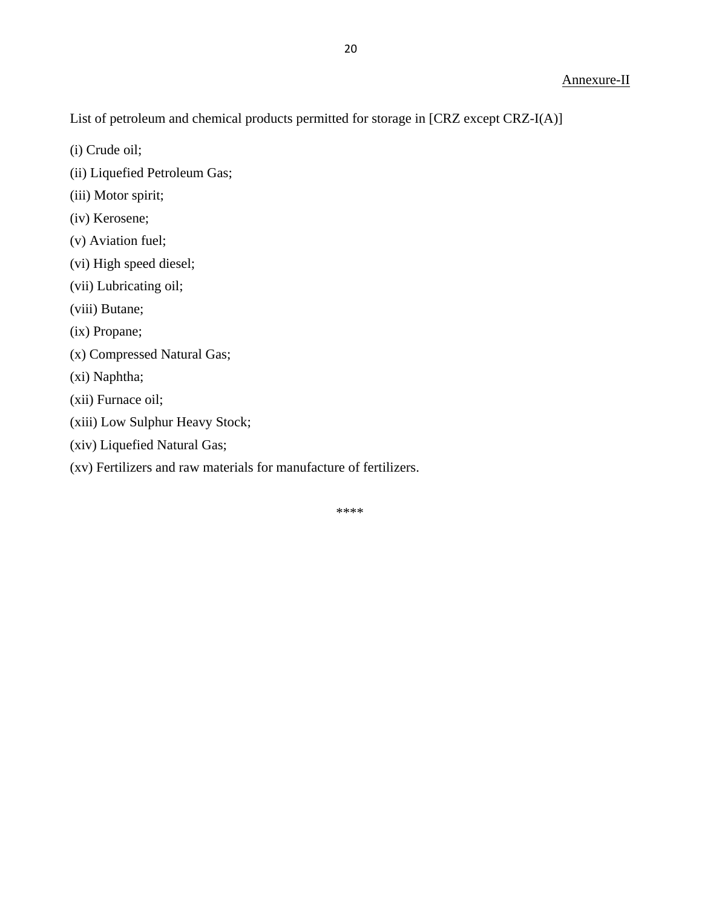<u>Annexure-II</u>

List of petroleum and chemical products permitted for storage in [CRZ except CRZ-I(A)]

(i) Crude oil;

(ii) Liquefied Petroleum Gas;

(iii) Motor spirit;

(iv) Kerosene;

(v) Aviation fuel;

(vi) High speed diesel;

(vii) Lubricating oil;

(viii) Butane;

(ix) Propane;

(x) Compressed Natural Gas;

(xi) Naphtha;

(xii) Furnace oil;

(xiii) Low Sulphur Heavy Stock;

(xiv) Liquefied Natural Gas;

(xv) Fertilizers and raw materials for manufacture of fertilizers.

****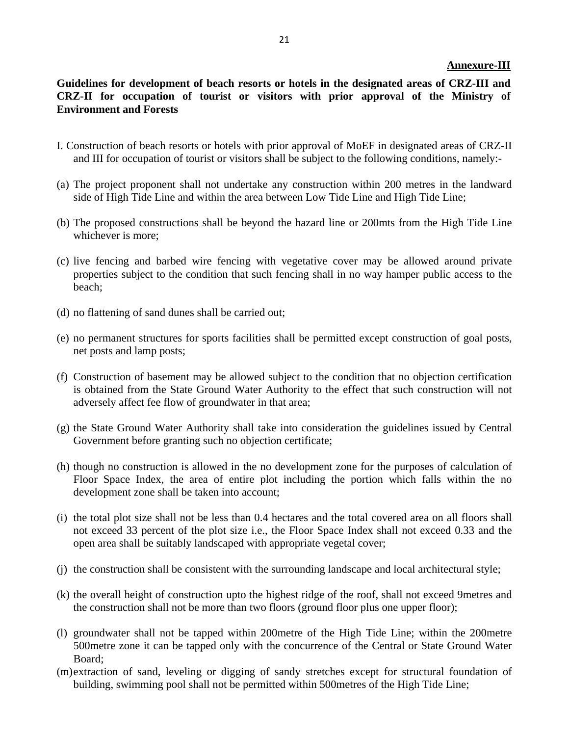**Annexure-III**

**Guidelines for development of beach resorts or hotels in the designated areas of CRZ-III and CRZ-II for occupation of tourist or visitors with prior approval of the Ministry of Environment and Forests**

I. Construction of beach resorts or hotels with prior approval of MoEF in designated areas of CRZ-II and III for occupation of tourist or visitors shall be subject to the following conditions, namely:-

(a) The project proponent shall not undertake any construction within 200 metres in the landward side of High Tide Line and within the area between Low Tide Line and High Tide Line;

(b) The proposed constructions shall be beyond the hazard line or 200mts from the High Tide Line whichever is more;

(c) live fencing and barbed wire fencing with vegetative cover may be allowed around private properties subject to the condition that such fencing shall in no way hamper public access to the beach;

(d) no flattening of sand dunes shall be carried out;

(e) no permanent structures for sports facilities shall be permitted except construction of goal posts, net posts and lamp posts;

(f) Construction of basement may be allowed subject to the condition that no objection certification is obtained from the State Ground Water Authority to the effect that such construction will not adversely affect fee flow of groundwater in that area;

(g) the State Ground Water Authority shall take into consideration the guidelines issued by Central Government before granting such no objection certificate;

(h) though no construction is allowed in the no development zone for the purposes of calculation of Floor Space Index, the area of entire plot including the portion which falls within the no development zone shall be taken into account;

(i) the total plot size shall not be less than 0.4 hectares and the total covered area on all floors shall not exceed 33 percent of the plot size i.e., the Floor Space Index shall not exceed 0.33 and the open area shall be suitably landscaped with appropriate vegetal cover;

(j) the construction shall be consistent with the surrounding landscape and local architectural style;

(k) the overall height of construction upto the highest ridge of the roof, shall not exceed 9metres and the construction shall not be more than two floors (ground floor plus one upper floor);

(l) groundwater shall not be tapped within 200metre of the High Tide Line; within the 200metre 500metre zone it can be tapped only with the concurrence of the Central or State Ground Water Board;

(m) extraction of sand, leveling or digging of sandy stretches except for structural foundation of building, swimming pool shall not be permitted within 500metres of the High Tide Line;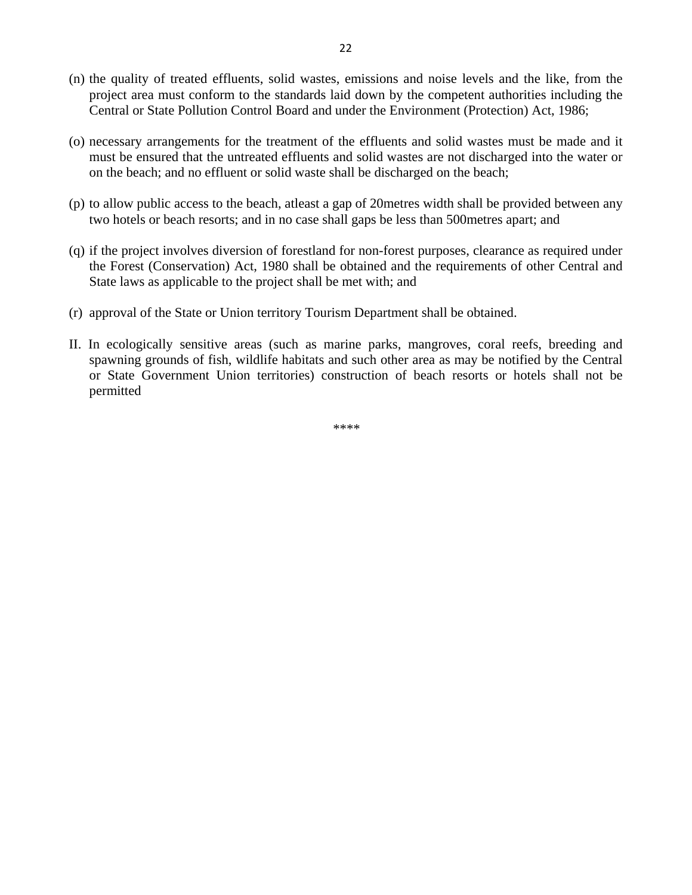(n) the quality of treated effluents, solid wastes, emissions and noise levels and the like, from the project area must conform to the standards laid down by the competent authorities including the Central or State Pollution Control Board and under the Environment (Protection) Act, 1986;

(o) necessary arrangements for the treatment of the effluents and solid wastes must be made and it must be ensured that the untreated effluents and solid wastes are not discharged into the water or on the beach; and no effluent or solid waste shall be discharged on the beach;

(p) to allow public access to the beach, atleast a gap of 20metres width shall be provided between any two hotels or beach resorts; and in no case shall gaps be less than 500metres apart; and

(q) if the project involves diversion of forestland for non-forest purposes, clearance as required under the Forest (Conservation) Act, 1980 shall be obtained and the requirements of other Central and State laws as applicable to the project shall be met with; and

(r) approval of the State or Union territory Tourism Department shall be obtained.

II. In ecologically sensitive areas (such as marine parks, mangroves, coral reefs, breeding and spawning grounds of fish, wildlife habitats and such other area as may be notified by the Central or State Government Union territories) construction of beach resorts or hotels shall not be permitted

****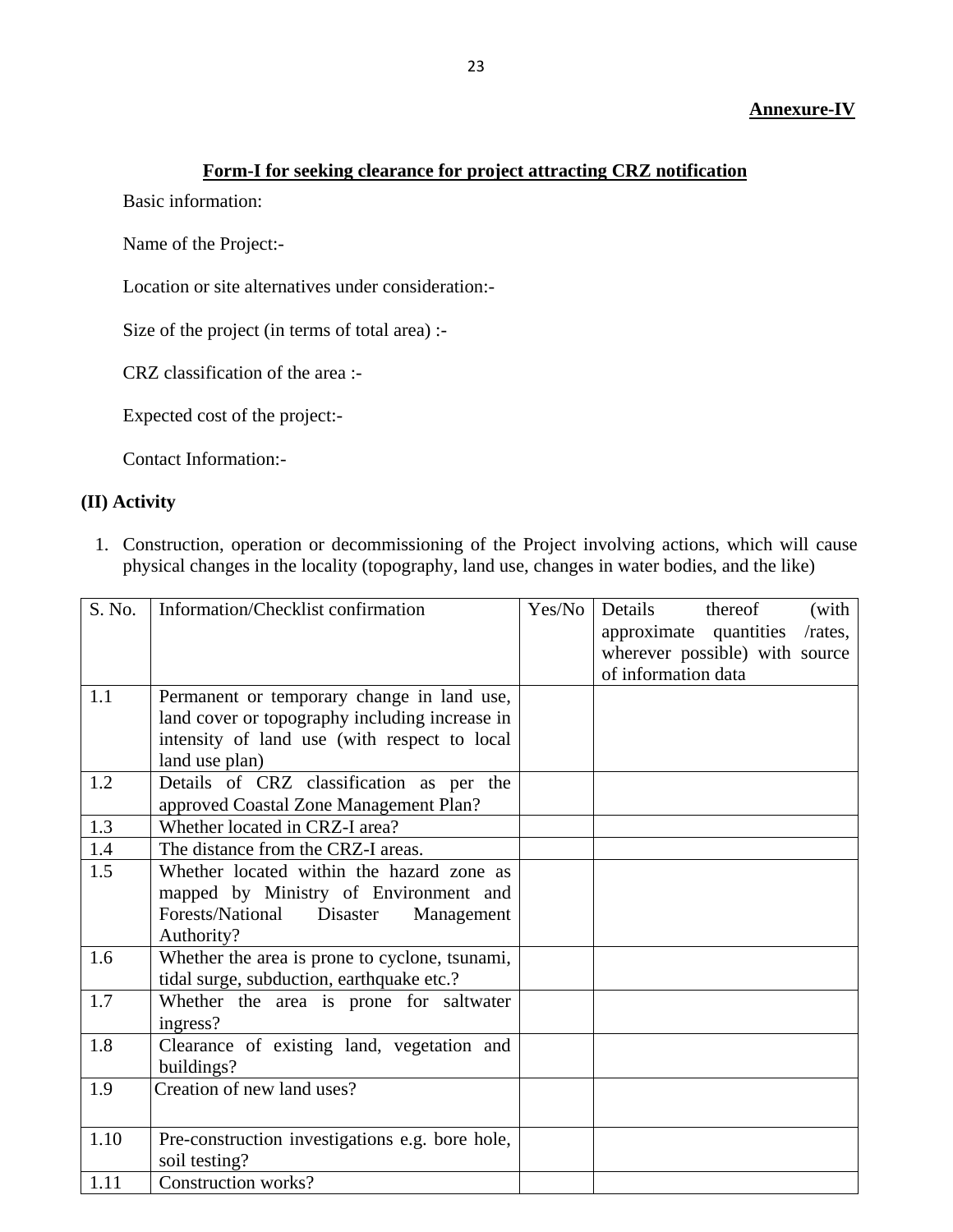**Annexure-IV**

## Form-I for seeking clearance for project attracting CRZ notification

Basic information:

Name of the Project:-

Location or site alternatives under consideration:-

Size of the project (in terms of total area) :-

CRZ classification of the area :-

Expected cost of the project:-

Contact Information:-

**(II) Activity**

1. Construction, operation or decommissioning of the Project involving actions, which will cause physical changes in the locality (topography, land use, changes in water bodies, and the like)

| S. No. | Information/Checklist confirmation | Yes/No | Details thereof (with approximate quantities /rates, wherever possible) with source of information data |
|---|---|---|---|
| 1.1 | Permanent or temporary change in land use, land cover or topography including increase in intensity of land use (with respect to local land use plan) | | |
| 1.2 | Details of CRZ classification as per the approved Coastal Zone Management Plan? | | |
| 1.3 | Whether located in CRZ-I area? | | |
| 1.4 | The distance from the CRZ-I areas. | | |
| 1.5 | Whether located within the hazard zone as mapped by Ministry of Environment and Forests/National Disaster Management Authority? | | |
| 1.6 | Whether the area is prone to cyclone, tsunami, tidal surge, subduction, earthquake etc.? | | |
| 1.7 | Whether the area is prone for saltwater ingress? | | |
| 1.8 | Clearance of existing land, vegetation and buildings? | | |
| 1.9 | Creation of new land uses? | | |
| 1.10 | Pre-construction investigations e.g. bore hole, soil testing? | | |
| 1.11 | Construction works? | | |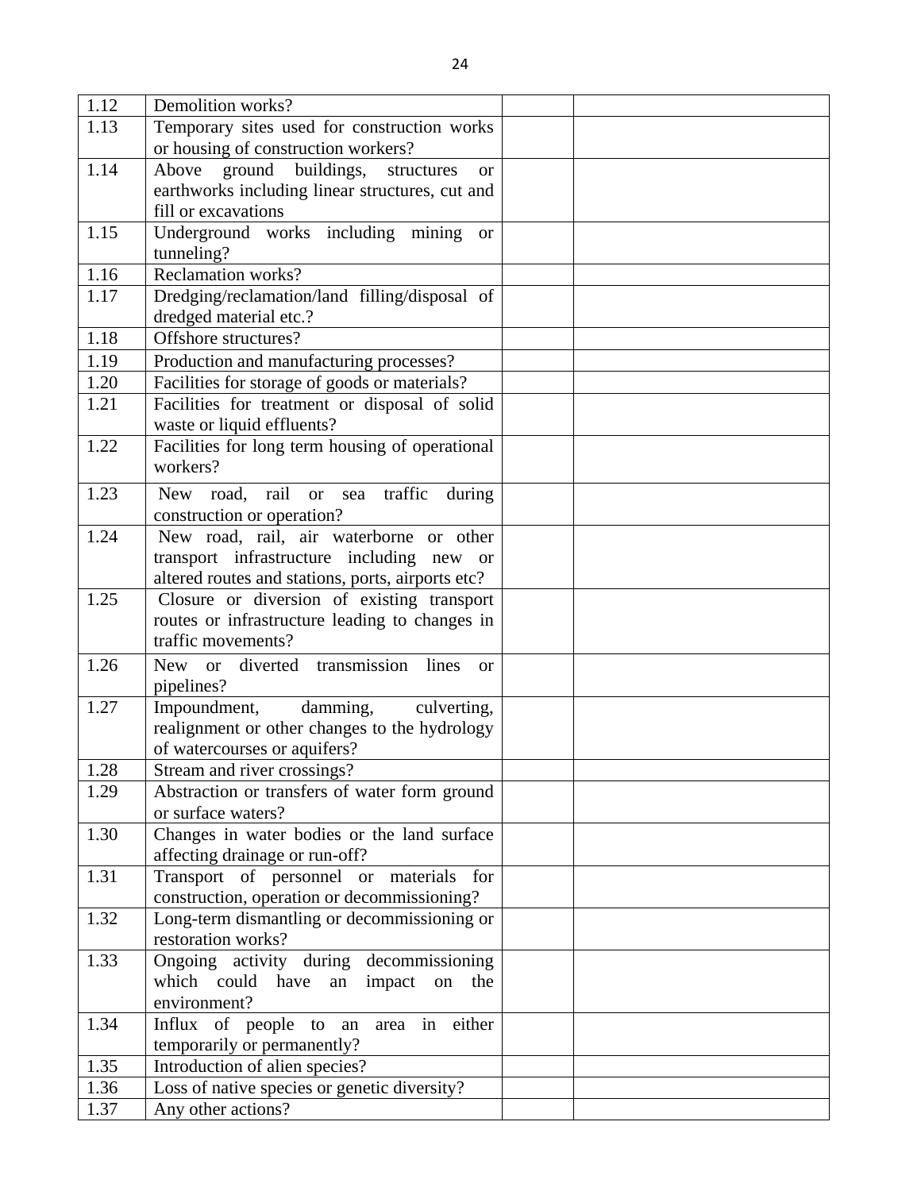| | | | |
|---|---|---|---|
| 1.12 | Demolition works? | | |
| 1.13 | Temporary sites used for construction works or housing of construction workers? | | |
| 1.14 | Above ground buildings, structures or earthworks including linear structures, cut and fill or excavations | | |
| 1.15 | Underground works including mining or tunneling? | | |
| 1.16 | Reclamation works? | | |
| 1.17 | Dredging/reclamation/land filling/disposal of dredged material etc.? | | |
| 1.18 | Offshore structures? | | |
| 1.19 | Production and manufacturing processes? | | |
| 1.20 | Facilities for storage of goods or materials? | | |
| 1.21 | Facilities for treatment or disposal of solid waste or liquid effluents? | | |
| 1.22 | Facilities for long term housing of operational workers? | | |
| 1.23 | New road, rail or sea traffic during construction or operation? | | |
| 1.24 | New road, rail, air waterborne or other transport infrastructure including new or altered routes and stations, ports, airports etc? | | |
| 1.25 | Closure or diversion of existing transport routes or infrastructure leading to changes in traffic movements? | | |
| 1.26 | New or diverted transmission lines or pipelines? | | |
| 1.27 | Impoundment, damming, culverting, realignment or other changes to the hydrology of watercourses or aquifers? | | |
| 1.28 | Stream and river crossings? | | |
| 1.29 | Abstraction or transfers of water form ground or surface waters? | | |
| 1.30 | Changes in water bodies or the land surface affecting drainage or run-off? | | |
| 1.31 | Transport of personnel or materials for construction, operation or decommissioning? | | |
| 1.32 | Long-term dismantling or decommissioning or restoration works? | | |
| 1.33 | Ongoing activity during decommissioning which could have an impact on the environment? | | |
| 1.34 | Influx of people to an area in either temporarily or permanently? | | |
| 1.35 | Introduction of alien species? | | |
| 1.36 | Loss of native species or genetic diversity? | | |
| 1.37 | Any other actions? | | |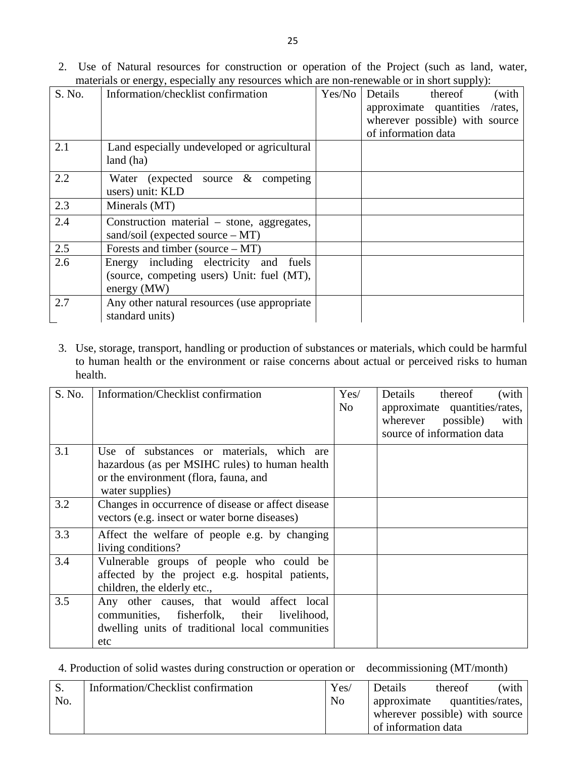2. Use of Natural resources for construction or operation of the Project (such as land, water, materials or energy, especially any resources which are non-renewable or in short supply):

| S. No. | Information/checklist confirmation | Yes/No | Details thereof (with approximate quantities /rates, wherever possible) with source of information data |
|---|---|---|---|
| 2.1 | Land especially undeveloped or agricultural land (ha) | | |
| 2.2 | Water (expected source & competing users) unit: KLD | | |
| 2.3 | Minerals (MT) | | |
| 2.4 | Construction material – stone, aggregates, sand/soil (expected source – MT) | | |
| 2.5 | Forests and timber (source – MT) | | |
| 2.6 | Energy including electricity and fuels (source, competing users) Unit: fuel (MT), energy (MW) | | |
| 2.7 | Any other natural resources (use appropriate standard units) | | |

3. Use, storage, transport, handling or production of substances or materials, which could be harmful to human health or the environment or raise concerns about actual or perceived risks to human health.

| S. No. | Information/Checklist confirmation | Yes/ No | Details thereof (with approximate quantities/rates, wherever possible) with source of information data |
|---|---|---|---|
| 3.1 | Use of substances or materials, which are hazardous (as per MSIHC rules) to human health or the environment (flora, fauna, and water supplies) | | |
| 3.2 | Changes in occurrence of disease or affect disease vectors (e.g. insect or water borne diseases) | | |
| 3.3 | Affect the welfare of people e.g. by changing living conditions? | | |
| 3.4 | Vulnerable groups of people who could be affected by the project e.g. hospital patients, children, the elderly etc., | | |
| 3.5 | Any other causes, that would affect local communities, fisherfolk, their livelihood, dwelling units of traditional local communities etc | | |

4. Production of solid wastes during construction or operation or decommissioning (MT/month)

| S. No. | Information/Checklist confirmation | Yes/ No | Details thereof (with approximate quantities/rates, wherever possible) with source of information data |
|---|---|---|---|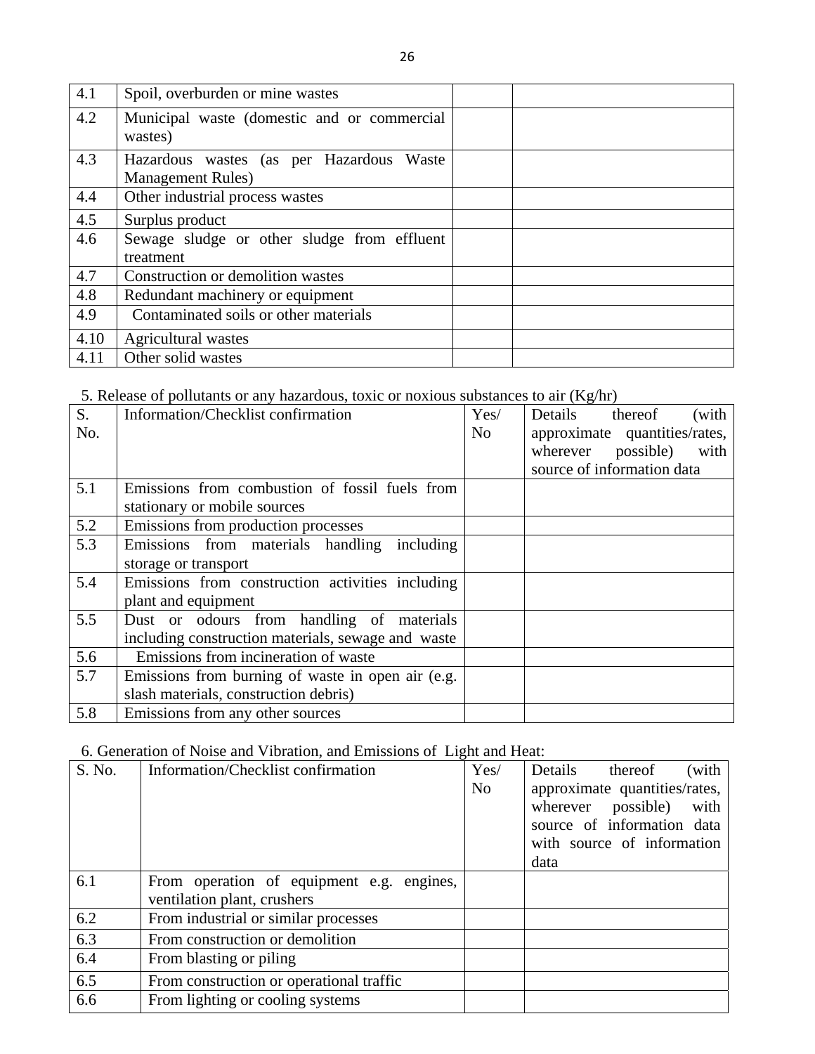| | | | |
|---|---|---|---|
| 4.1 | Spoil, overburden or mine wastes | | |
| 4.2 | Municipal waste (domestic and or commercial wastes) | | |
| 4.3 | Hazardous wastes (as per Hazardous Waste Management Rules) | | |
| 4.4 | Other industrial process wastes | | |
| 4.5 | Surplus product | | |
| 4.6 | Sewage sludge or other sludge from effluent treatment | | |
| 4.7 | Construction or demolition wastes | | |
| 4.8 | Redundant machinery or equipment | | |
| 4.9 | Contaminated soils or other materials | | |
| 4.10 | Agricultural wastes | | |
| 4.11 | Other solid wastes | | |

5. Release of pollutants or any hazardous, toxic or noxious substances to air (Kg/hr)

| S. No. | Information/Checklist confirmation | Yes/ No | Details thereof (with approximate quantities/rates, wherever possible) with source of information data |
|---|---|---|---|
| 5.1 | Emissions from combustion of fossil fuels from stationary or mobile sources | | |
| 5.2 | Emissions from production processes | | |
| 5.3 | Emissions from materials handling including storage or transport | | |
| 5.4 | Emissions from construction activities including plant and equipment | | |
| 5.5 | Dust or odours from handling of materials including construction materials, sewage and waste | | |
| 5.6 | Emissions from incineration of waste | | |
| 5.7 | Emissions from burning of waste in open air (e.g. slash materials, construction debris) | | |
| 5.8 | Emissions from any other sources | | |

6. Generation of Noise and Vibration, and Emissions of Light and Heat:

| S. No. | Information/Checklist confirmation | Yes/ No | Details thereof (with approximate quantities/rates, wherever possible) with source of information data with source of information data |
|---|---|---|---|
| 6.1 | From operation of equipment e.g. engines, ventilation plant, crushers | | |
| 6.2 | From industrial or similar processes | | |
| 6.3 | From construction or demolition | | |
| 6.4 | From blasting or piling | | |
| 6.5 | From construction or operational traffic | | |
| 6.6 | From lighting or cooling systems | | |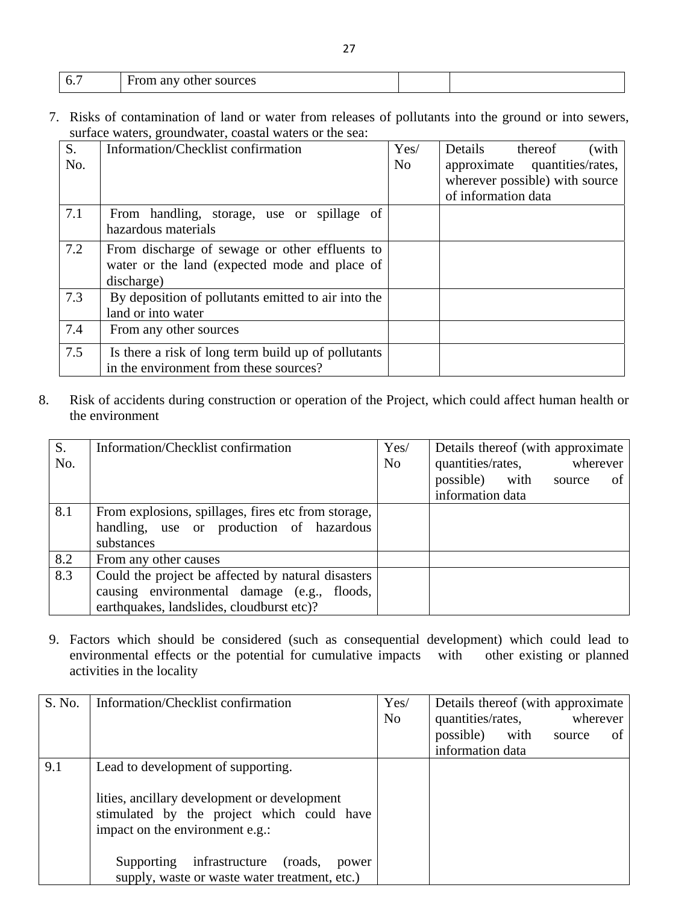| 6.7 | From any other sources | | |
|---|---|---|---|

7. Risks of contamination of land or water from releases of pollutants into the ground or into sewers, surface waters, groundwater, coastal waters or the sea:

| S. No. | Information/Checklist confirmation | Yes/ No | Details thereof (with approximate quantities/rates, wherever possible) with source of information data |
|---|---|---|---|
| 7.1 | From handling, storage, use or spillage of hazardous materials | | |
| 7.2 | From discharge of sewage or other effluents to water or the land (expected mode and place of discharge) | | |
| 7.3 | By deposition of pollutants emitted to air into the land or into water | | |
| 7.4 | From any other sources | | |
| 7.5 | Is there a risk of long term build up of pollutants in the environment from these sources? | | |

8. Risk of accidents during construction or operation of the Project, which could affect human health or the environment

| S. No. | Information/Checklist confirmation | Yes/ No | Details thereof (with approximate quantities/rates, wherever possible) with source of information data |
|---|---|---|---|
| 8.1 | From explosions, spillages, fires etc from storage, handling, use or production of hazardous substances | | |
| 8.2 | From any other causes | | |
| 8.3 | Could the project be affected by natural disasters causing environmental damage (e.g., floods, earthquakes, landslides, cloudburst etc)? | | |

9. Factors which should be considered (such as consequential development) which could lead to environmental effects or the potential for cumulative impacts with other existing or planned activities in the locality

| S. No. | Information/Checklist confirmation | Yes/ No | Details thereof (with approximate quantities/rates, wherever possible) with source of information data |
|---|---|---|---|
| 9.1 | Lead to development of supporting.<br><br>lities, ancillary development or development stimulated by the project which could have impact on the environment e.g.:<br><br>Supporting infrastructure (roads, power supply, waste or waste water treatment, etc.) | | |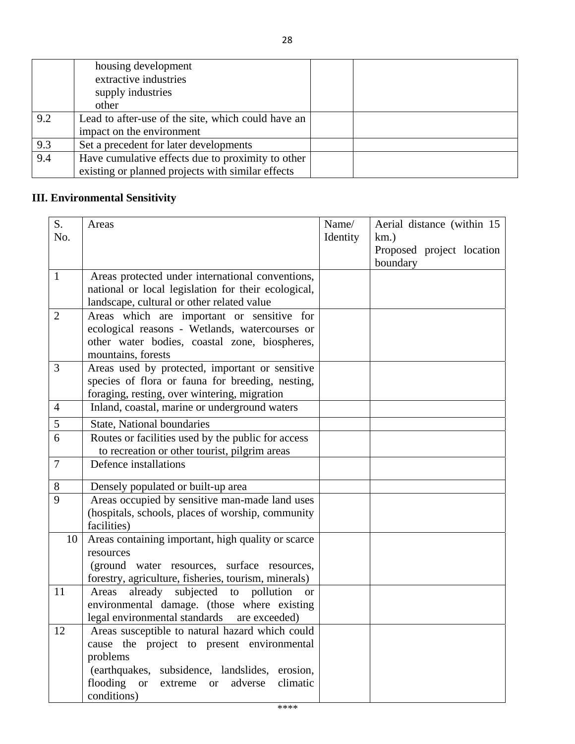| | | | |
|---|---|---|---|
| | housing development<br>extractive industries<br>supply industries<br>other | | |
| 9.2 | Lead to after-use of the site, which could have an impact on the environment | | |
| 9.3 | Set a precedent for later developments | | |
| 9.4 | Have cumulative effects due to proximity to other existing or planned projects with similar effects | | |

**III. Environmental Sensitivity**

| S. No. | Areas | Name/ Identity | Aerial distance (within 15 km.)<br>Proposed project location boundary |
|---|---|---|---|
| 1 | Areas protected under international conventions, national or local legislation for their ecological, landscape, cultural or other related value | | |
| 2 | Areas which are important or sensitive for ecological reasons - Wetlands, watercourses or other water bodies, coastal zone, biospheres, mountains, forests | | |
| 3 | Areas used by protected, important or sensitive species of flora or fauna for breeding, nesting, foraging, resting, over wintering, migration | | |
| 4 | Inland, coastal, marine or underground waters | | |
| 5 | State, National boundaries | | |
| 6 | Routes or facilities used by the public for access to recreation or other tourist, pilgrim areas | | |
| 7 | Defence installations | | |
| 8 | Densely populated or built-up area | | |
| 9 | Areas occupied by sensitive man-made land uses (hospitals, schools, places of worship, community facilities) | | |
| 10 | Areas containing important, high quality or scarce resources<br>(ground water resources, surface resources, forestry, agriculture, fisheries, tourism, minerals) | | |
| 11 | Areas already subjected to pollution or environmental damage. (those where existing legal environmental standards are exceeded) | | |
| 12 | Areas susceptible to natural hazard which could cause the project to present environmental problems<br>(earthquakes, subsidence, landslides, erosion, flooding or extreme or adverse climatic conditions) | | |

****